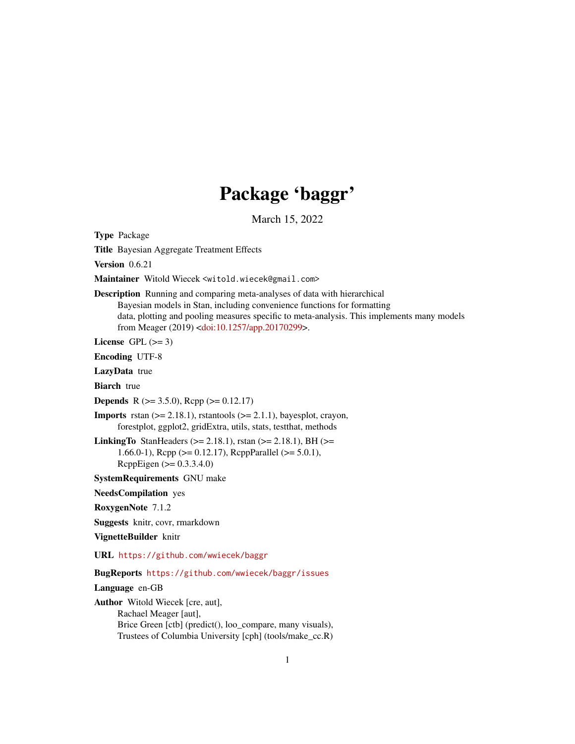# Package 'baggr'

March 15, 2022

**Type** Package

**Title** Bayesian Aggregate Treatment Effects

**Version** 0.6.21

**Maintainer** Witold Wiecek <witold.wiecek@gmail.com>

**Description** Running and comparing meta-analyses of data with hierarchical Bayesian models in Stan, including convenience functions for formatting data, plotting and pooling measures specific to meta-analysis. This implements many models from Meager (2019) <doi:10.1257/app.20170299>.

**License** GPL (>= 3)

**Encoding** UTF-8

**LazyData** true

**Biarch** true

**Depends** R (>= 3.5.0), Rcpp (>= 0.12.17)

**Imports** rstan (>= 2.18.1), rstantools (>= 2.1.1), bayesplot, crayon, forestplot, ggplot2, gridExtra, utils, stats, testthat, methods

**LinkingTo** StanHeaders (>= 2.18.1), rstan (>= 2.18.1), BH (>= 1.66.0-1), Rcpp (>= 0.12.17), RcppParallel (>= 5.0.1), RcppEigen (>= 0.3.3.4.0)

**SystemRequirements** GNU make

**NeedsCompilation** yes

**RoxygenNote** 7.1.2

**Suggests** knitr, covr, rmarkdown

**VignetteBuilder** knitr

**URL** https://github.com/wwiecek/baggr

**BugReports** https://github.com/wwiecek/baggr/issues

**Language** en-GB

**Author** Witold Wiecek [cre, aut],
Rachael Meager [aut],
Brice Green [ctb] (predict(), loo_compare, many visuals),
Trustees of Columbia University [cph] (tools/make_cc.R)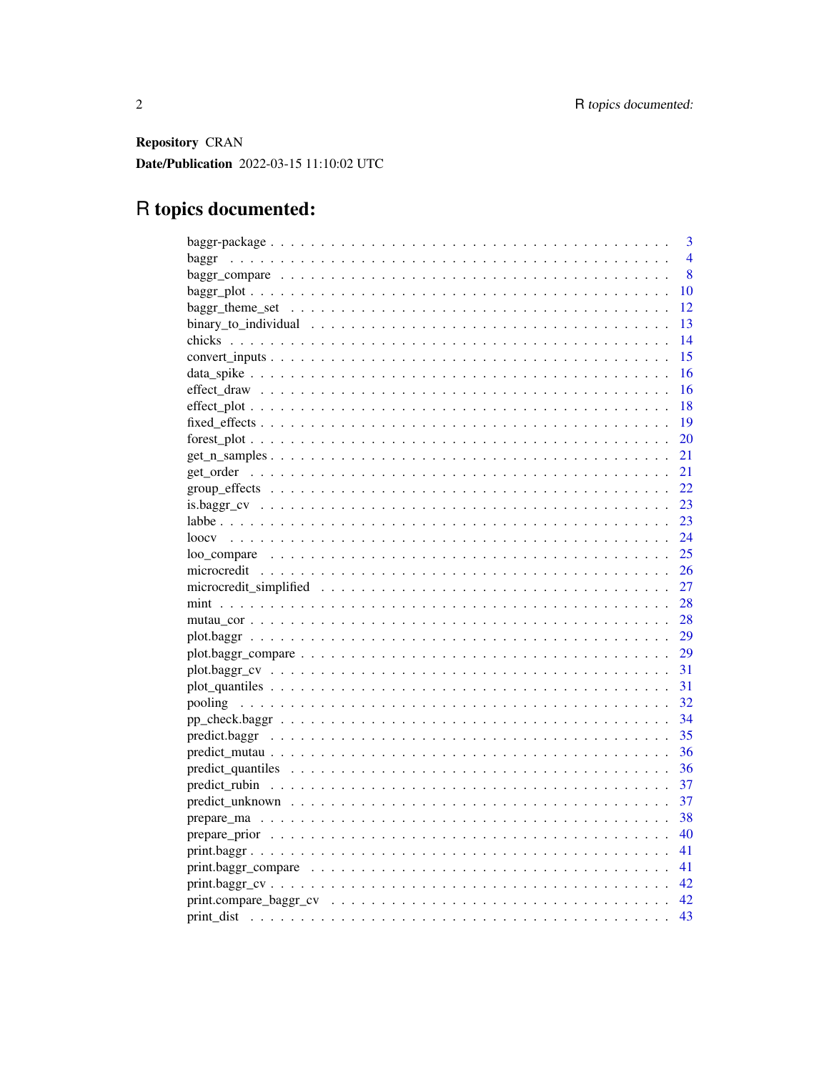**Repository** CRAN

**Date/Publication** 2022-03-15 11:10:02 UTC

# R topics documented:

| | |
|---|---|
| baggr-package | 3 |
| baggr | 4 |
| baggr_compare | 8 |
| baggr_plot | 10 |
| baggr_theme_set | 12 |
| binary_to_individual | 13 |
| chicks | 14 |
| convert_inputs | 15 |
| data_spike | 16 |
| effect_draw | 16 |
| effect_plot | 18 |
| fixed_effects | 19 |
| forest_plot | 20 |
| get_n_samples | 21 |
| get_order | 21 |
| group_effects | 22 |
| is.baggr_cv | 23 |
| labbe | 23 |
| loocv | 24 |
| loo_compare | 25 |
| microcredit | 26 |
| microcredit_simplified | 27 |
| mint | 28 |
| mutau_cor | 28 |
| plot.baggr | 29 |
| plot.baggr_compare | 29 |
| plot.baggr_cv | 31 |
| plot_quantiles | 31 |
| pooling | 32 |
| pp_check.baggr | 34 |
| predict.baggr | 35 |
| predict_mutau | 36 |
| predict_quantiles | 36 |
| predict_rubin | 37 |
| predict_unknown | 37 |
| prepare_ma | 38 |
| prepare_prior | 40 |
| print.baggr | 41 |
| print.baggr_compare | 41 |
| print.baggr_cv | 42 |
| print.compare_baggr_cv | 42 |
| print_dist | 43 |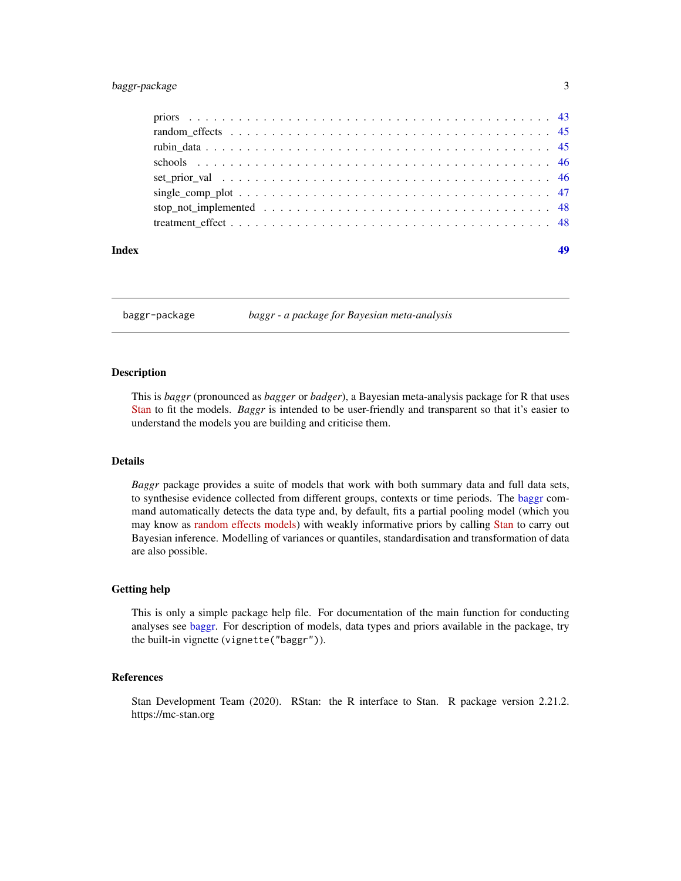| | |
|---|---|
| priors | 43 |
| random_effects | 45 |
| rubin_data | 45 |
| schools | 46 |
| set_prior_val | 46 |
| single_comp_plot | 47 |
| stop_not_implemented | 48 |
| treatment_effect | 48 |

**Index** **49**

---

`baggr-package` *baggr - a package for Bayesian meta-analysis*

---

## Description

This is *baggr* (pronounced as *bagger* or *badger*), a Bayesian meta-analysis package for R that uses Stan to fit the models. *Baggr* is intended to be user-friendly and transparent so that it's easier to understand the models you are building and criticise them.

## Details

*Baggr* package provides a suite of models that work with both summary data and full data sets, to synthesise evidence collected from different groups, contexts or time periods. The baggr command automatically detects the data type and, by default, fits a partial pooling model (which you may know as random effects models) with weakly informative priors by calling Stan to carry out Bayesian inference. Modelling of variances or quantiles, standardisation and transformation of data are also possible.

## Getting help

This is only a simple package help file. For documentation of the main function for conducting analyses see baggr. For description of models, data types and priors available in the package, try the built-in vignette (`vignette("baggr")`).

## References

Stan Development Team (2020). RStan: the R interface to Stan. R package version 2.21.2. https://mc-stan.org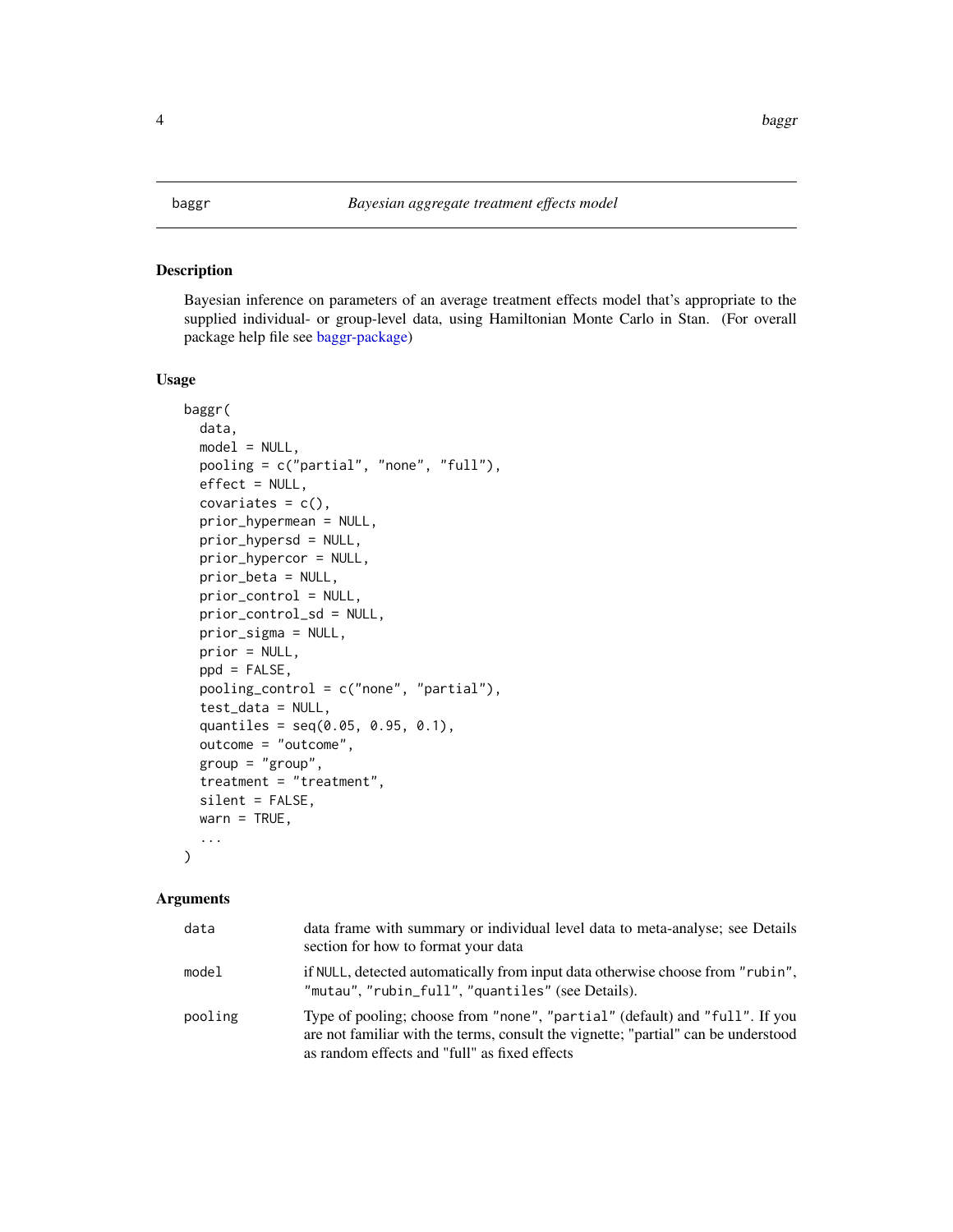baggr *Bayesian aggregate treatment effects model*

## Description

Bayesian inference on parameters of an average treatment effects model that's appropriate to the supplied individual- or group-level data, using Hamiltonian Monte Carlo in Stan. (For overall package help file see baggr-package)

## Usage

```
baggr(
  data,
  model = NULL,
  pooling = c("partial", "none", "full"),
  effect = NULL,
  covariates = c(),
  prior_hypermean = NULL,
  prior_hypersd = NULL,
  prior_hypercor = NULL,
  prior_beta = NULL,
  prior_control = NULL,
  prior_control_sd = NULL,
  prior_sigma = NULL,
  prior = NULL,
  ppd = FALSE,
  pooling_control = c("none", "partial"),
  test_data = NULL,
  quantiles = seq(0.05, 0.95, 0.1),
  outcome = "outcome",
  group = "group",
  treatment = "treatment",
  silent = FALSE,
  warn = TRUE,
  ...
)
```

## Arguments

| | |
|---|---|
| data | data frame with summary or individual level data to meta-analyse; see Details section for how to format your data |
| model | if NULL, detected automatically from input data otherwise choose from "rubin", "mutau", "rubin_full", "quantiles" (see Details). |
| pooling | Type of pooling; choose from "none", "partial" (default) and "full". If you are not familiar with the terms, consult the vignette; "partial" can be understood as random effects and "full" as fixed effects |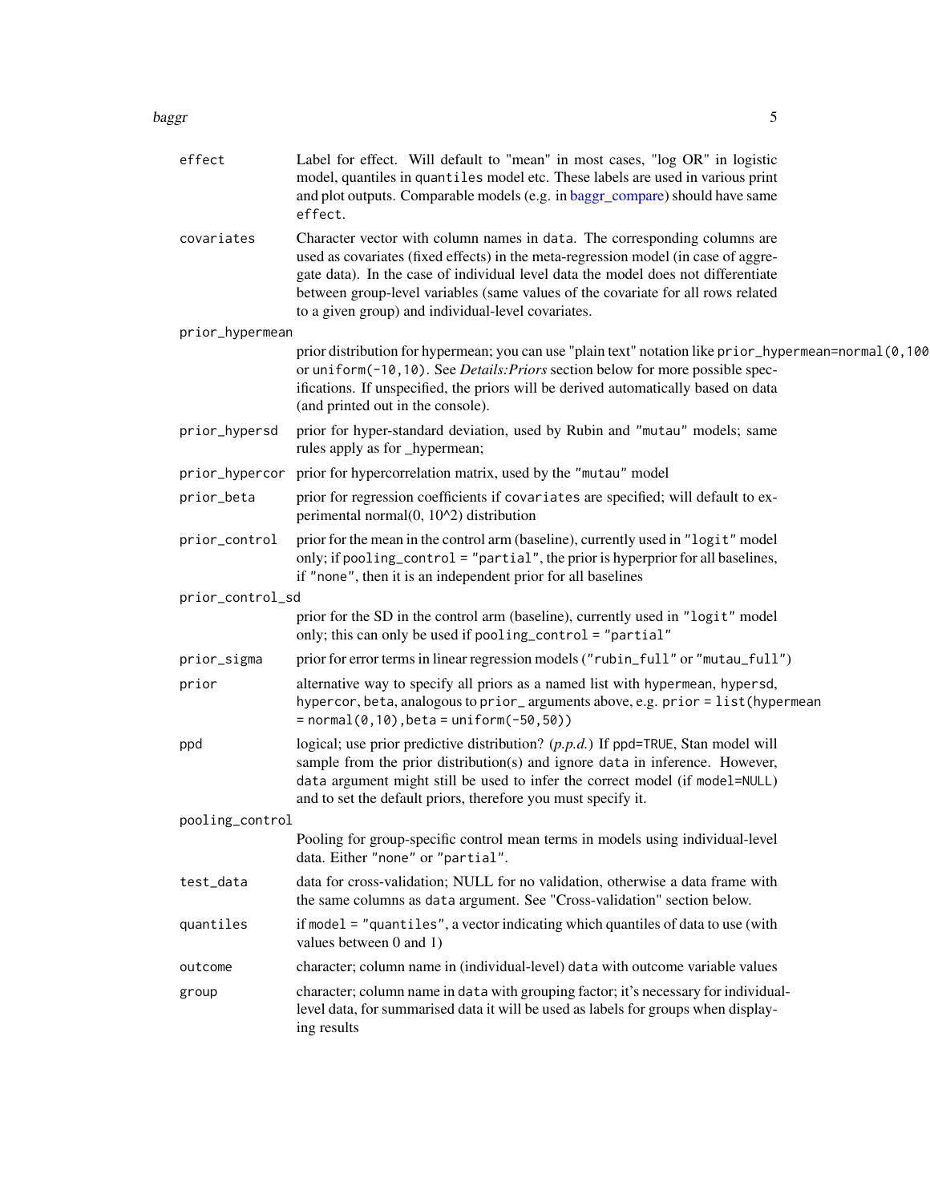**effect**
: Label for effect. Will default to "mean" in most cases, "log OR" in logistic model, quantiles in `quantiles` model etc. These labels are used in various print and plot outputs. Comparable models (e.g. in baggr_compare) should have same `effect`.

**covariates**
: Character vector with column names in `data`. The corresponding columns are used as covariates (fixed effects) in the meta-regression model (in case of aggregate data). In the case of individual level data the model does not differentiate between group-level variables (same values of the covariate for all rows related to a given group) and individual-level covariates.

**prior_hypermean**
: prior distribution for hypermean; you can use "plain text" notation like `prior_hypermean=normal(0,100)` or `uniform(-10,10)`. See *Details:Priors* section below for more possible specifications. If unspecified, the priors will be derived automatically based on data (and printed out in the console).

**prior_hypersd**
: prior for hyper-standard deviation, used by Rubin and `"mutau"` models; same rules apply as for _hypermean;

**prior_hypercor**
: prior for hypercorrelation matrix, used by the `"mutau"` model

**prior_beta**
: prior for regression coefficients if `covariates` are specified; will default to experimental normal(0, 10^2) distribution

**prior_control**
: prior for the mean in the control arm (baseline), currently used in `"logit"` model only; if `pooling_control = "partial"`, the prior is hyperprior for all baselines, if `"none"`, then it is an independent prior for all baselines

**prior_control_sd**
: prior for the SD in the control arm (baseline), currently used in `"logit"` model only; this can only be used if `pooling_control = "partial"`

**prior_sigma**
: prior for error terms in linear regression models (`"rubin_full"` or `"mutau_full"`)

**prior**
: alternative way to specify all priors as a named list with `hypermean`, `hypersd`, `hypercor`, `beta`, analogous to `prior_` arguments above, e.g. `prior = list(hypermean = normal(0,10), beta = uniform(-50,50))`

**ppd**
: logical; use prior predictive distribution? (*p.p.d.*) If `ppd=TRUE`, Stan model will sample from the prior distribution(s) and ignore `data` in inference. However, `data` argument might still be used to infer the correct model (if `model=NULL`) and to set the default priors, therefore you must specify it.

**pooling_control**
: Pooling for group-specific control mean terms in models using individual-level data. Either `"none"` or `"partial"`.

**test_data**
: data for cross-validation; NULL for no validation, otherwise a data frame with the same columns as `data` argument. See "Cross-validation" section below.

**quantiles**
: if `model = "quantiles"`, a vector indicating which quantiles of data to use (with values between 0 and 1)

**outcome**
: character; column name in (individual-level) `data` with outcome variable values

**group**
: character; column name in `data` with grouping factor; it's necessary for individual-level data, for summarised data it will be used as labels for groups when displaying results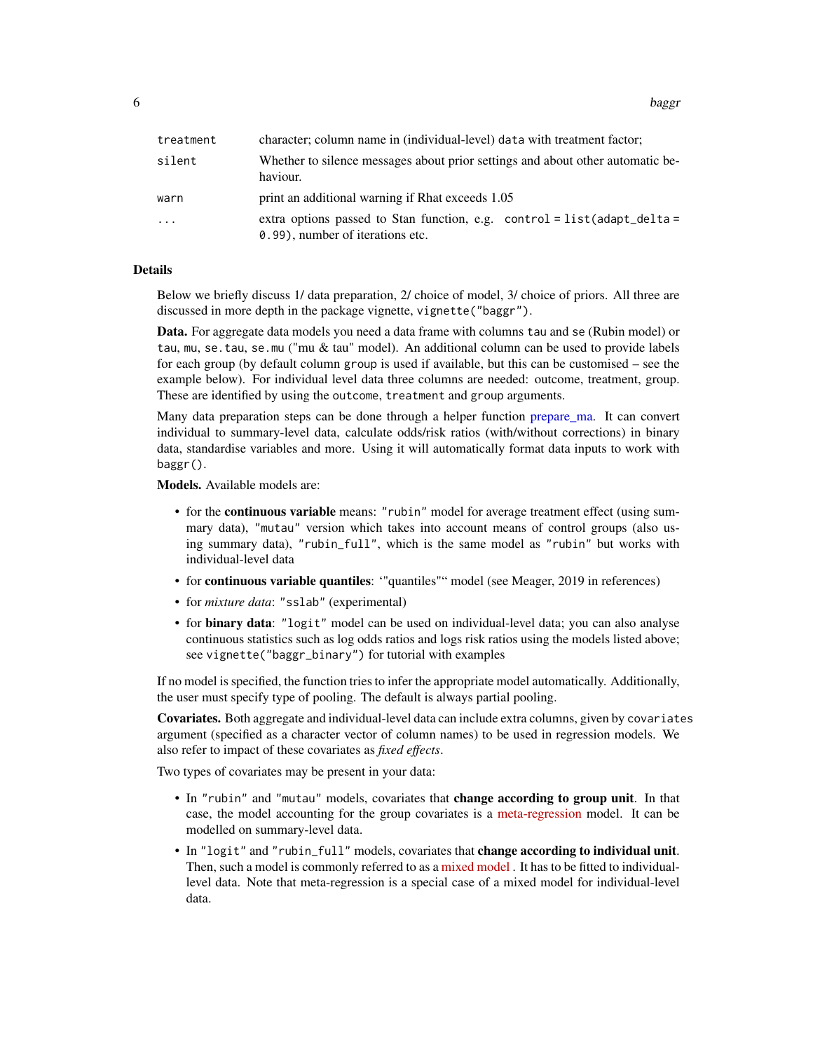| | |
|---|---|
| `treatment` | character; column name in (individual-level) `data` with treatment factor; |
| `silent` | Whether to silence messages about prior settings and about other automatic behaviour. |
| `warn` | print an additional warning if Rhat exceeds 1.05 |
| `...` | extra options passed to Stan function, e.g. `control = list(adapt_delta = 0.99)`, number of iterations etc. |

### Details

Below we briefly discuss 1/ data preparation, 2/ choice of model, 3/ choice of priors. All three are discussed in more depth in the package vignette, `vignette("baggr")`.

**Data.** For aggregate data models you need a data frame with columns `tau` and `se` (Rubin model) or `tau`, `mu`, `se.tau`, `se.mu` ("mu & tau" model). An additional column can be used to provide labels for each group (by default column `group` is used if available, but this can be customised – see the example below). For individual level data three columns are needed: outcome, treatment, group. These are identified by using the `outcome`, `treatment` and `group` arguments.

Many data preparation steps can be done through a helper function prepare_ma. It can convert individual to summary-level data, calculate odds/risk ratios (with/without corrections) in binary data, standardise variables and more. Using it will automatically format data inputs to work with `baggr()`.

**Models.** Available models are:

- for the **continuous variable** means: `"rubin"` model for average treatment effect (using summary data), `"mutau"` version which takes into account means of control groups (also using summary data), `"rubin_full"`, which is the same model as `"rubin"` but works with individual-level data
- for **continuous variable quantiles**: '"quantiles"" model (see Meager, 2019 in references)
- for *mixture data*: `"sslab"` (experimental)
- for **binary data**: `"logit"` model can be used on individual-level data; you can also analyse continuous statistics such as log odds ratios and logs risk ratios using the models listed above; see `vignette("baggr_binary")` for tutorial with examples

If no model is specified, the function tries to infer the appropriate model automatically. Additionally, the user must specify type of pooling. The default is always partial pooling.

**Covariates.** Both aggregate and individual-level data can include extra columns, given by `covariates` argument (specified as a character vector of column names) to be used in regression models. We also refer to impact of these covariates as *fixed effects*.

Two types of covariates may be present in your data:

- In `"rubin"` and `"mutau"` models, covariates that **change according to group unit**. In that case, the model accounting for the group covariates is a meta-regression model. It can be modelled on summary-level data.
- In `"logit"` and `"rubin_full"` models, covariates that **change according to individual unit**. Then, such a model is commonly referred to as a mixed model . It has to be fitted to individual-level data. Note that meta-regression is a special case of a mixed model for individual-level data.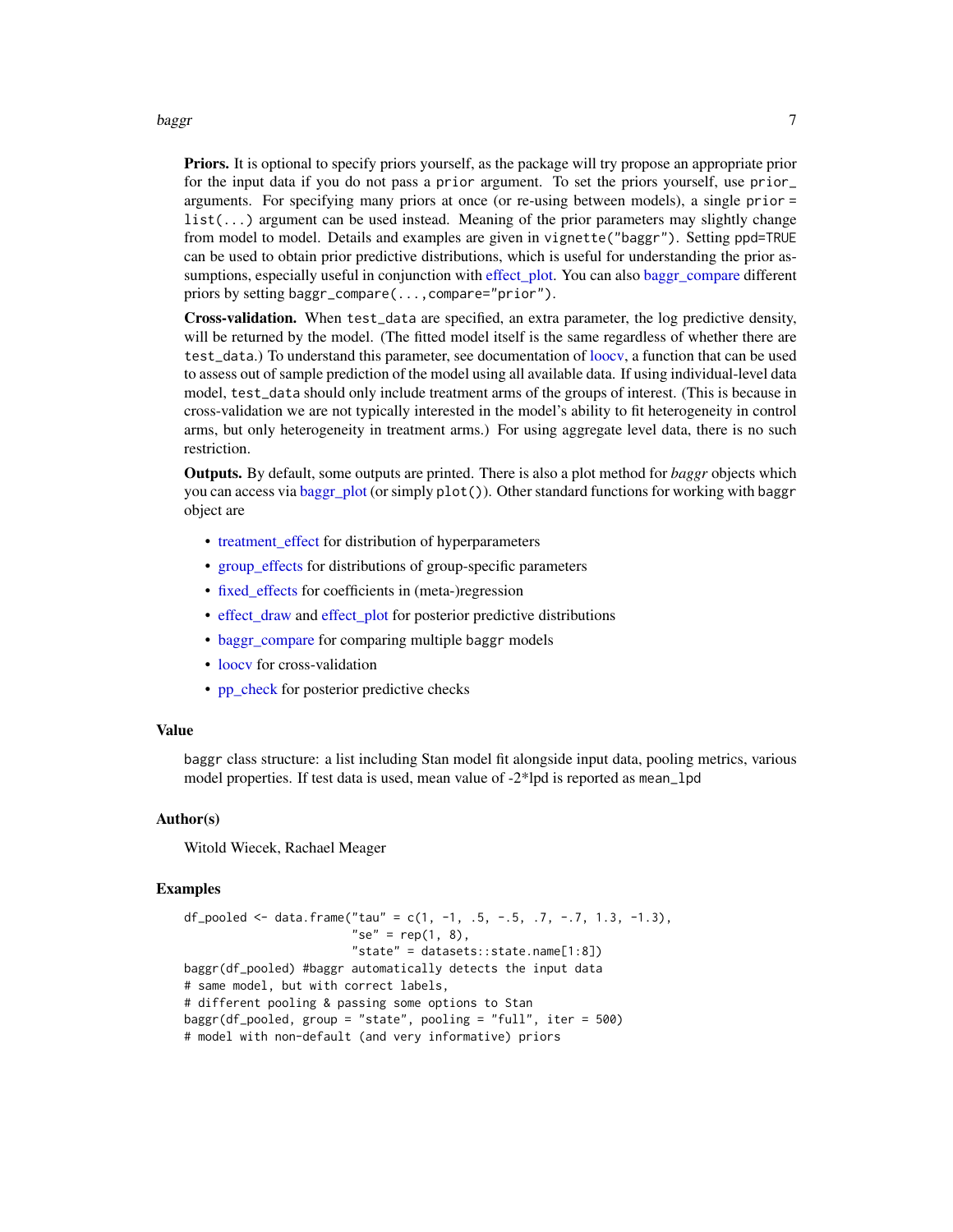**Priors.** It is optional to specify priors yourself, as the package will try propose an appropriate prior for the input data if you do not pass a prior argument. To set the priors yourself, use prior_ arguments. For specifying many priors at once (or re-using between models), a single prior = list(...) argument can be used instead. Meaning of the prior parameters may slightly change from model to model. Details and examples are given in vignette("baggr"). Setting ppd=TRUE can be used to obtain prior predictive distributions, which is useful for understanding the prior assumptions, especially useful in conjunction with effect_plot. You can also baggr_compare different priors by setting baggr_compare(...,compare="prior").

**Cross-validation.** When test_data are specified, an extra parameter, the log predictive density, will be returned by the model. (The fitted model itself is the same regardless of whether there are test_data.) To understand this parameter, see documentation of loocv, a function that can be used to assess out of sample prediction of the model using all available data. If using individual-level data model, test_data should only include treatment arms of the groups of interest. (This is because in cross-validation we are not typically interested in the model's ability to fit heterogeneity in control arms, but only heterogeneity in treatment arms.) For using aggregate level data, there is no such restriction.

**Outputs.** By default, some outputs are printed. There is also a plot method for *baggr* objects which you can access via baggr_plot (or simply plot()). Other standard functions for working with baggr object are

- treatment_effect for distribution of hyperparameters
- group_effects for distributions of group-specific parameters
- fixed_effects for coefficients in (meta-)regression
- effect_draw and effect_plot for posterior predictive distributions
- baggr_compare for comparing multiple baggr models
- loocv for cross-validation
- pp_check for posterior predictive checks

## Value

baggr class structure: a list including Stan model fit alongside input data, pooling metrics, various model properties. If test data is used, mean value of -2*lpd is reported as mean_lpd

## Author(s)

Witold Wiecek, Rachael Meager

## Examples

```
df_pooled <- data.frame("tau" = c(1, -1, .5, -.5, .7, -.7, 1.3, -1.3),
                        "se" = rep(1, 8),
                        "state" = datasets::state.name[1:8])
baggr(df_pooled) #baggr automatically detects the input data
# same model, but with correct labels,
# different pooling & passing some options to Stan
baggr(df_pooled, group = "state", pooling = "full", iter = 500)
# model with non-default (and very informative) priors
```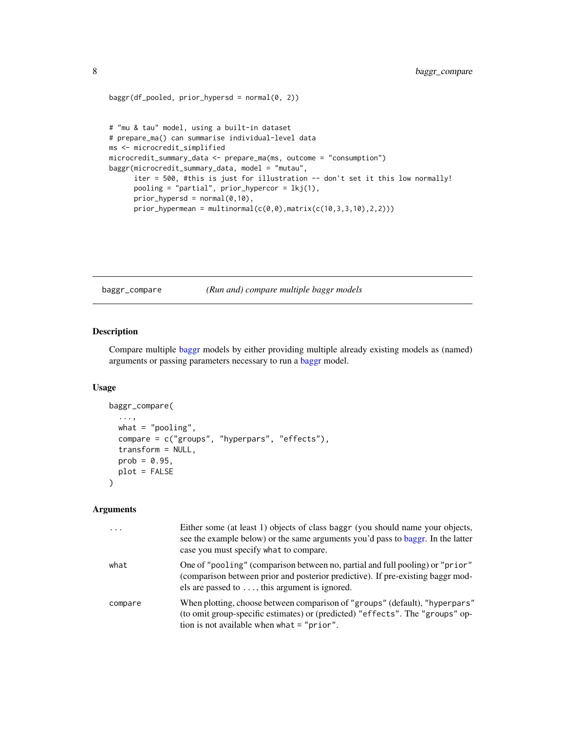```
baggr(df_pooled, prior_hypersd = normal(0, 2))


# "mu & tau" model, using a built-in dataset
# prepare_ma() can summarise individual-level data
ms <- microcredit_simplified
microcredit_summary_data <- prepare_ma(ms, outcome = "consumption")
baggr(microcredit_summary_data, model = "mutau",
      iter = 500, #this is just for illustration -- don't set it this low normally!
      pooling = "partial", prior_hypercor = lkj(1),
      prior_hypersd = normal(0,10),
      prior_hypermean = multinormal(c(0,0),matrix(c(10,3,3,10),2,2)))
```

## baggr_compare — *(Run and) compare multiple baggr models*

### Description

Compare multiple baggr models by either providing multiple already existing models as (named) arguments or passing parameters necessary to run a baggr model.

### Usage

```
baggr_compare(
  ...,
  what = "pooling",
  compare = c("groups", "hyperpars", "effects"),
  transform = NULL,
  prob = 0.95,
  plot = FALSE
)
```

### Arguments

| | |
|---|---|
| `...` | Either some (at least 1) objects of class `baggr` (you should name your objects, see the example below) or the same arguments you'd pass to baggr. In the latter case you must specify `what` to compare. |
| `what` | One of `"pooling"` (comparison between no, partial and full pooling) or `"prior"` (comparison between prior and posterior predictive). If pre-existing baggr models are passed to `...`, this argument is ignored. |
| `compare` | When plotting, choose between comparison of `"groups"` (default), `"hyperpars"` (to omit group-specific estimates) or (predicted) `"effects"`. The `"groups"` option is not available when `what = "prior"`. |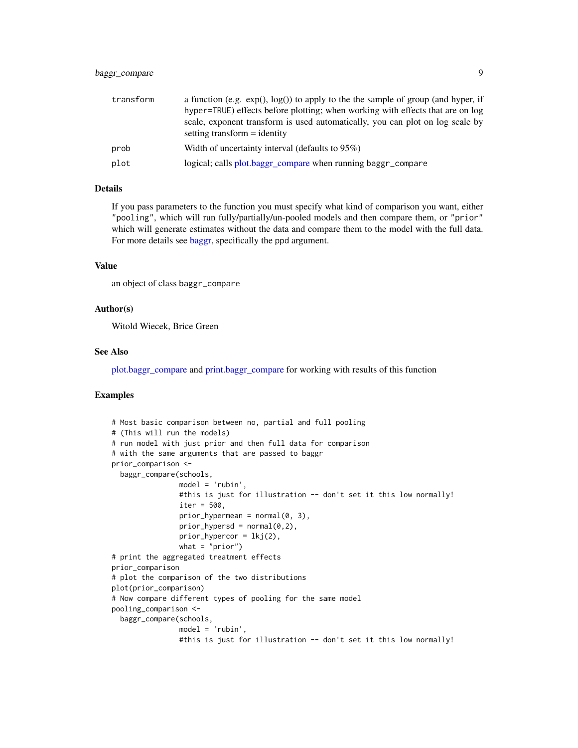| | |
|---|---|
| transform | a function (e.g. exp(), log()) to apply to the the sample of group (and hyper, if hyper=TRUE) effects before plotting; when working with effects that are on log scale, exponent transform is used automatically, you can plot on log scale by setting transform = identity |
| prob | Width of uncertainty interval (defaults to 95%) |
| plot | logical; calls plot.baggr_compare when running baggr_compare |

## Details

If you pass parameters to the function you must specify what kind of comparison you want, either "pooling", which will run fully/partially/un-pooled models and then compare them, or "prior" which will generate estimates without the data and compare them to the model with the full data. For more details see baggr, specifically the ppd argument.

## Value

an object of class baggr_compare

## Author(s)

Witold Wiecek, Brice Green

## See Also

plot.baggr_compare and print.baggr_compare for working with results of this function

## Examples

```
# Most basic comparison between no, partial and full pooling
# (This will run the models)
# run model with just prior and then full data for comparison
# with the same arguments that are passed to baggr
prior_comparison <-
  baggr_compare(schools,
                model = 'rubin',
                #this is just for illustration -- don't set it this low normally!
                iter = 500,
                prior_hypermean = normal(0, 3),
                prior_hypersd = normal(0,2),
                prior_hypercor = lkj(2),
                what = "prior")
# print the aggregated treatment effects
prior_comparison
# plot the comparison of the two distributions
plot(prior_comparison)
# Now compare different types of pooling for the same model
pooling_comparison <-
  baggr_compare(schools,
                model = 'rubin',
                #this is just for illustration -- don't set it this low normally!
```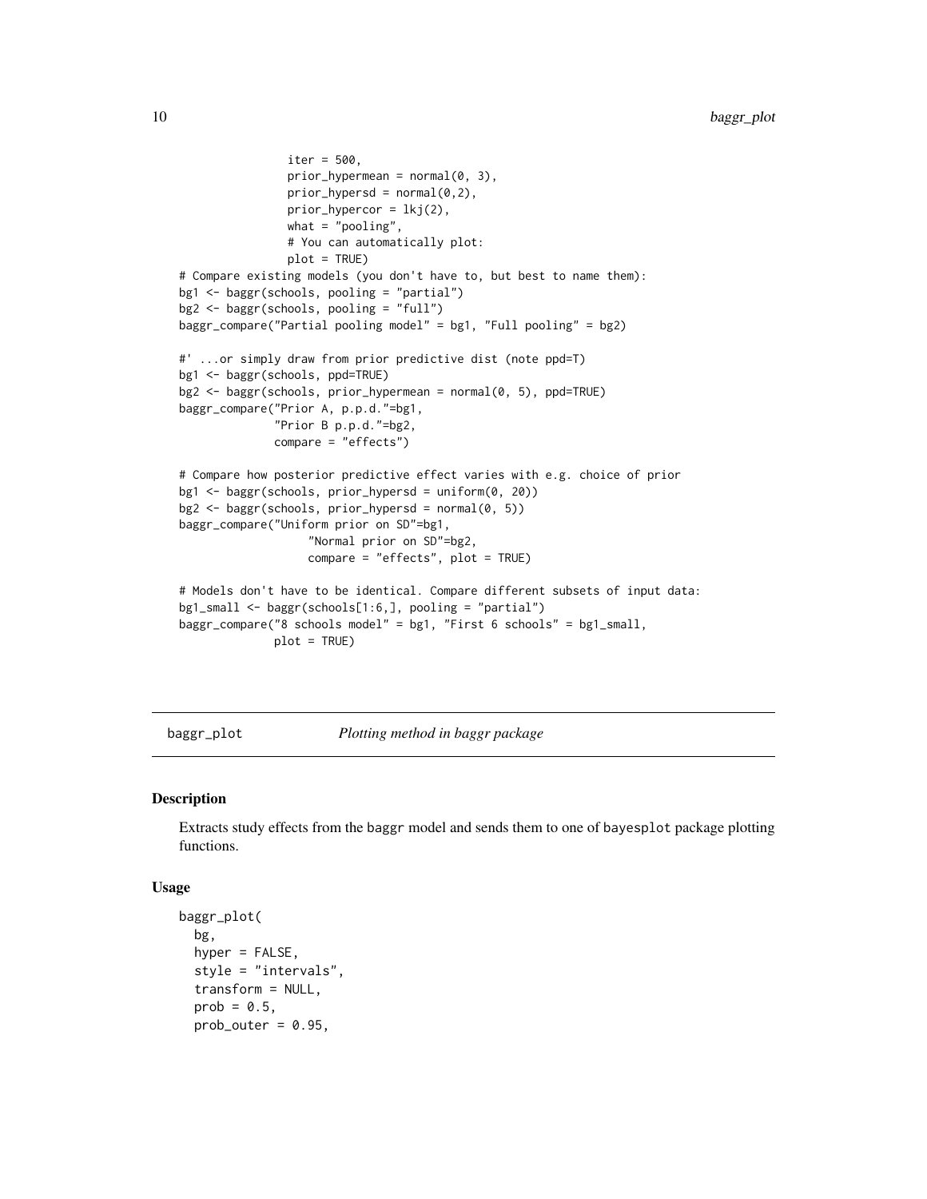```
                iter = 500,
                prior_hypermean = normal(0, 3),
                prior_hypersd = normal(0,2),
                prior_hypercor = lkj(2),
                what = "pooling",
                # You can automatically plot:
                plot = TRUE)
# Compare existing models (you don't have to, but best to name them):
bg1 <- baggr(schools, pooling = "partial")
bg2 <- baggr(schools, pooling = "full")
baggr_compare("Partial pooling model" = bg1, "Full pooling" = bg2)

#' ...or simply draw from prior predictive dist (note ppd=T)
bg1 <- baggr(schools, ppd=TRUE)
bg2 <- baggr(schools, prior_hypermean = normal(0, 5), ppd=TRUE)
baggr_compare("Prior A, p.p.d."=bg1,
              "Prior B p.p.d."=bg2,
              compare = "effects")

# Compare how posterior predictive effect varies with e.g. choice of prior
bg1 <- baggr(schools, prior_hypersd = uniform(0, 20))
bg2 <- baggr(schools, prior_hypersd = normal(0, 5))
baggr_compare("Uniform prior on SD"=bg1,
                   "Normal prior on SD"=bg2,
                   compare = "effects", plot = TRUE)

# Models don't have to be identical. Compare different subsets of input data:
bg1_small <- baggr(schools[1:6,], pooling = "partial")
baggr_compare("8 schools model" = bg1, "First 6 schools" = bg1_small,
              plot = TRUE)
```

## baggr_plot    *Plotting method in baggr package*

### Description

Extracts study effects from the baggr model and sends them to one of bayesplot package plotting functions.

### Usage

```
baggr_plot(
  bg,
  hyper = FALSE,
  style = "intervals",
  transform = NULL,
  prob = 0.5,
  prob_outer = 0.95,
```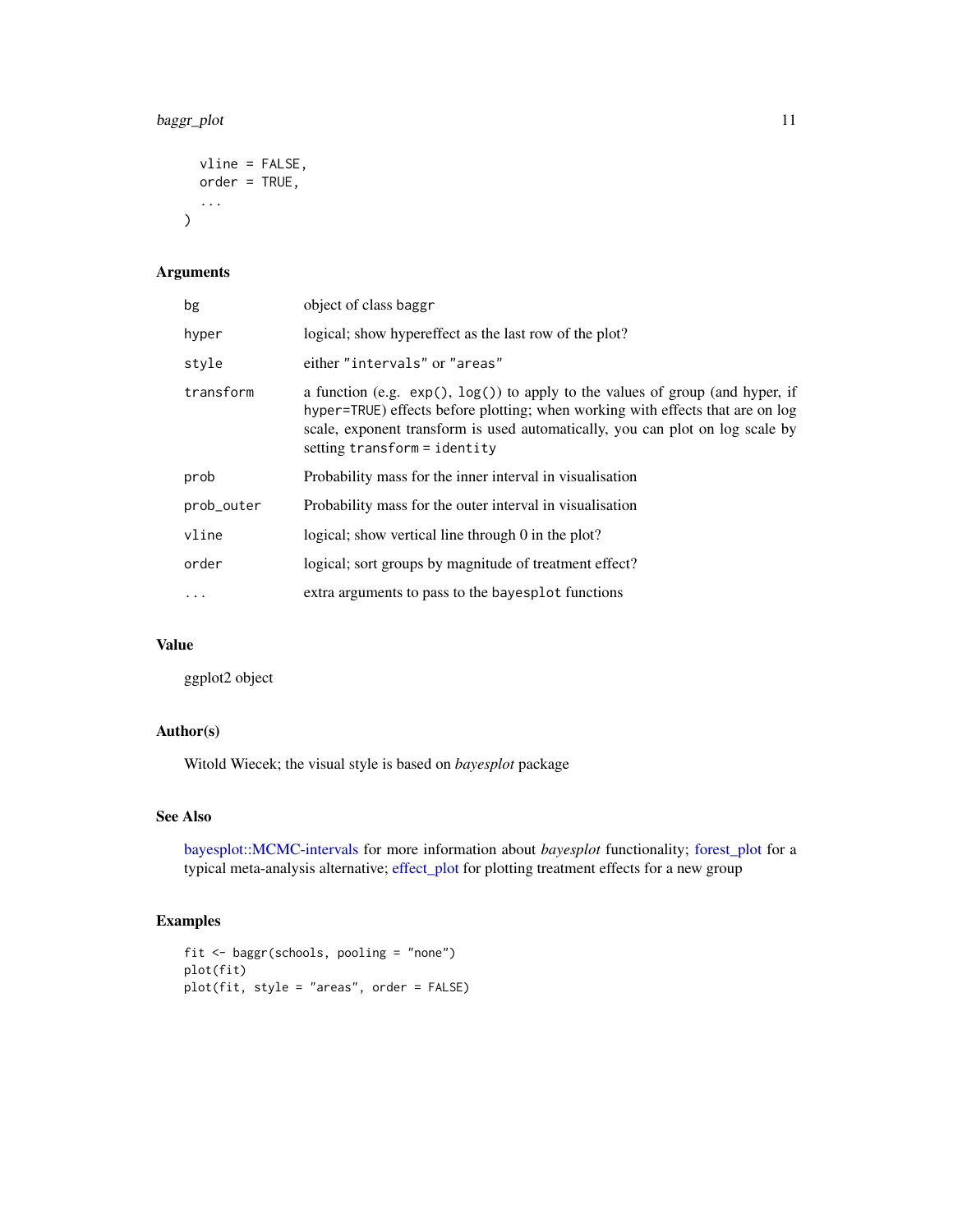```
  vline = FALSE,
  order = TRUE,
  ...
)
```

## Arguments

| | |
|---|---|
| `bg` | object of class `baggr` |
| `hyper` | logical; show hypereffect as the last row of the plot? |
| `style` | either `"intervals"` or `"areas"` |
| `transform` | a function (e.g. `exp()`, `log()`) to apply to the values of group (and hyper, if `hyper=TRUE`) effects before plotting; when working with effects that are on log scale, exponent transform is used automatically, you can plot on log scale by setting `transform = identity` |
| `prob` | Probability mass for the inner interval in visualisation |
| `prob_outer` | Probability mass for the outer interval in visualisation |
| `vline` | logical; show vertical line through 0 in the plot? |
| `order` | logical; sort groups by magnitude of treatment effect? |
| `...` | extra arguments to pass to the `bayesplot` functions |

## Value

ggplot2 object

## Author(s)

Witold Wiecek; the visual style is based on *bayesplot* package

## See Also

bayesplot::MCMC-intervals for more information about *bayesplot* functionality; forest_plot for a typical meta-analysis alternative; effect_plot for plotting treatment effects for a new group

## Examples

```
fit <- baggr(schools, pooling = "none")
plot(fit)
plot(fit, style = "areas", order = FALSE)
```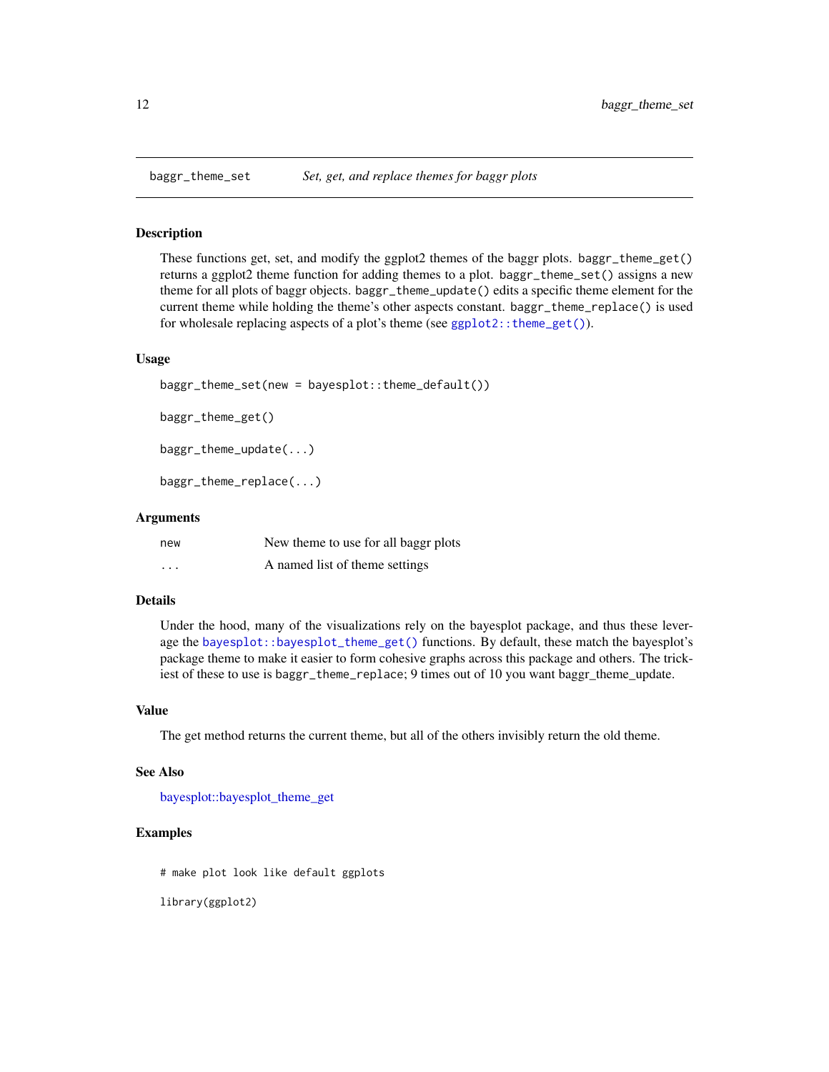baggr_theme_set *Set, get, and replace themes for baggr plots*

## Description

These functions get, set, and modify the ggplot2 themes of the baggr plots. `baggr_theme_get()` returns a ggplot2 theme function for adding themes to a plot. `baggr_theme_set()` assigns a new theme for all plots of baggr objects. `baggr_theme_update()` edits a specific theme element for the current theme while holding the theme's other aspects constant. `baggr_theme_replace()` is used for wholesale replacing aspects of a plot's theme (see `ggplot2::theme_get()`).

## Usage

```
baggr_theme_set(new = bayesplot::theme_default())

baggr_theme_get()

baggr_theme_update(...)

baggr_theme_replace(...)
```

## Arguments

| | |
|---|---|
| new | New theme to use for all baggr plots |
| ... | A named list of theme settings |

## Details

Under the hood, many of the visualizations rely on the bayesplot package, and thus these leverage the `bayesplot::bayesplot_theme_get()` functions. By default, these match the bayesplot's package theme to make it easier to form cohesive graphs across this package and others. The trickiest of these to use is baggr_theme_replace; 9 times out of 10 you want baggr_theme_update.

## Value

The get method returns the current theme, but all of the others invisibly return the old theme.

## See Also

bayesplot::bayesplot_theme_get

## Examples

```
# make plot look like default ggplots

library(ggplot2)
```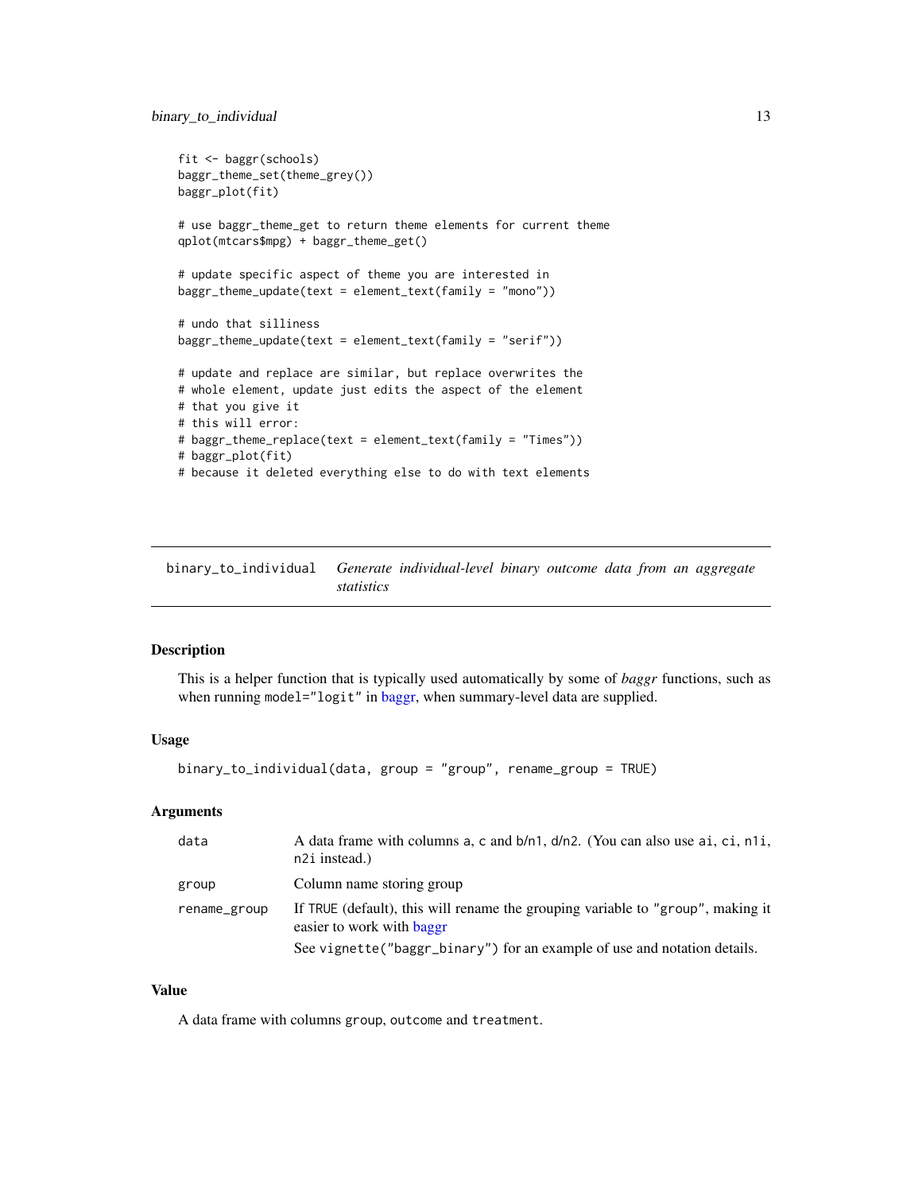```
fit <- baggr(schools)
baggr_theme_set(theme_grey())
baggr_plot(fit)

# use baggr_theme_get to return theme elements for current theme
qplot(mtcars$mpg) + baggr_theme_get()

# update specific aspect of theme you are interested in
baggr_theme_update(text = element_text(family = "mono"))

# undo that silliness
baggr_theme_update(text = element_text(family = "serif"))

# update and replace are similar, but replace overwrites the
# whole element, update just edits the aspect of the element
# that you give it
# this will error:
# baggr_theme_replace(text = element_text(family = "Times"))
# baggr_plot(fit)
# because it deleted everything else to do with text elements
```

## binary_to_individual — *Generate individual-level binary outcome data from an aggregate statistics*

### Description

This is a helper function that is typically used automatically by some of *baggr* functions, such as when running `model="logit"` in baggr, when summary-level data are supplied.

### Usage

```
binary_to_individual(data, group = "group", rename_group = TRUE)
```

### Arguments

| | |
|---|---|
| `data` | A data frame with columns `a`, `c` and `b`/`n1`, `d`/`n2`. (You can also use `ai`, `ci`, `n1i`, `n2i` instead.) |
| `group` | Column name storing group |
| `rename_group` | If `TRUE` (default), this will rename the grouping variable to `"group"`, making it easier to work with baggr<br>See `vignette("baggr_binary")` for an example of use and notation details. |

### Value

A data frame with columns `group`, `outcome` and `treatment`.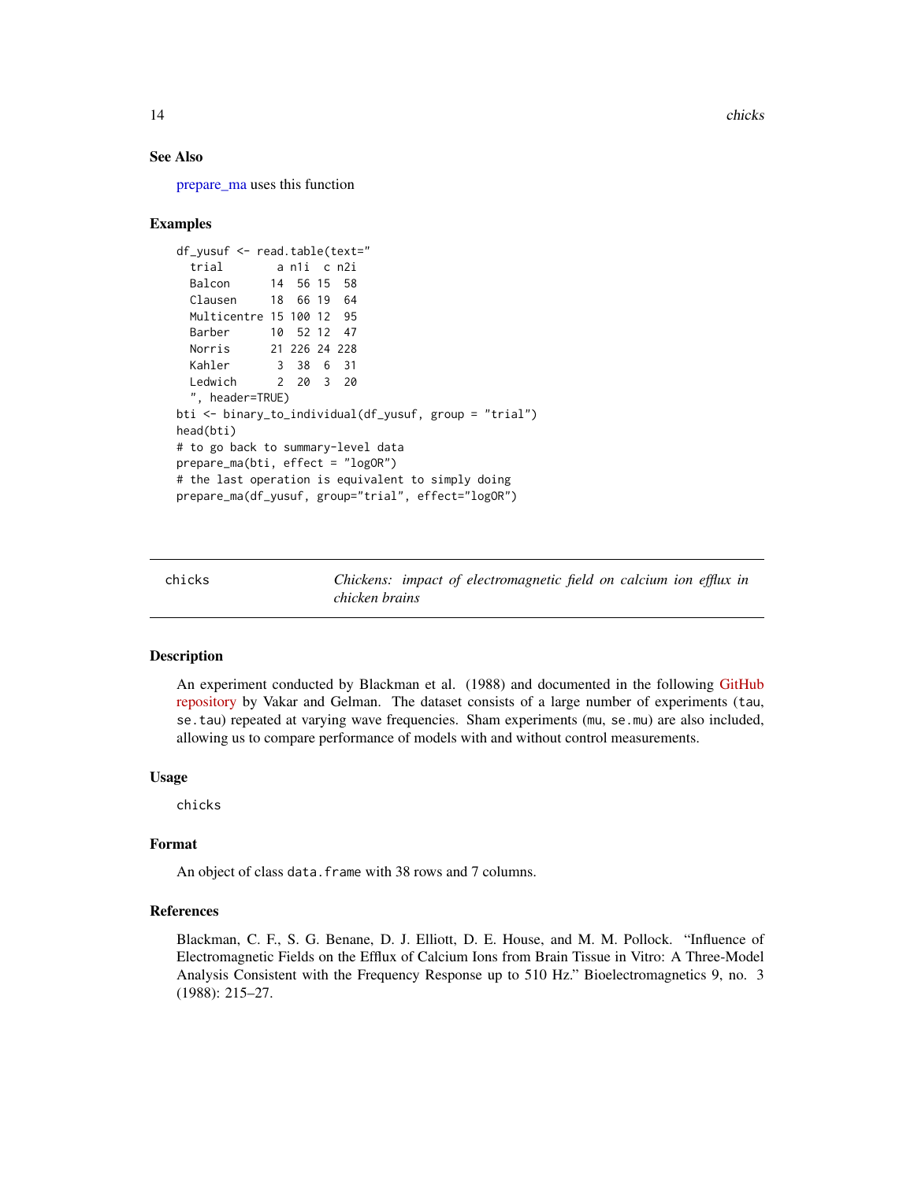### See Also

prepare_ma uses this function

### Examples

```
df_yusuf <- read.table(text="
  trial        a n1i  c n2i
  Balcon      14  56 15  58
  Clausen     18  66 19  64
  Multicentre 15 100 12  95
  Barber      10  52 12  47
  Norris      21 226 24 228
  Kahler       3  38  6  31
  Ledwich      2  20  3  20
  ", header=TRUE)
bti <- binary_to_individual(df_yusuf, group = "trial")
head(bti)
# to go back to summary-level data
prepare_ma(bti, effect = "logOR")
# the last operation is equivalent to simply doing
prepare_ma(df_yusuf, group="trial", effect="logOR")
```

---

## chicks — *Chickens: impact of electromagnetic field on calcium ion efflux in chicken brains*

### Description

An experiment conducted by Blackman et al. (1988) and documented in the following GitHub repository by Vakar and Gelman. The dataset consists of a large number of experiments (`tau`, `se.tau`) repeated at varying wave frequencies. Sham experiments (`mu`, `se.mu`) are also included, allowing us to compare performance of models with and without control measurements.

### Usage

```
chicks
```

### Format

An object of class `data.frame` with 38 rows and 7 columns.

### References

Blackman, C. F., S. G. Benane, D. J. Elliott, D. E. House, and M. M. Pollock. "Influence of Electromagnetic Fields on the Efflux of Calcium Ions from Brain Tissue in Vitro: A Three-Model Analysis Consistent with the Frequency Response up to 510 Hz." Bioelectromagnetics 9, no. 3 (1988): 215–27.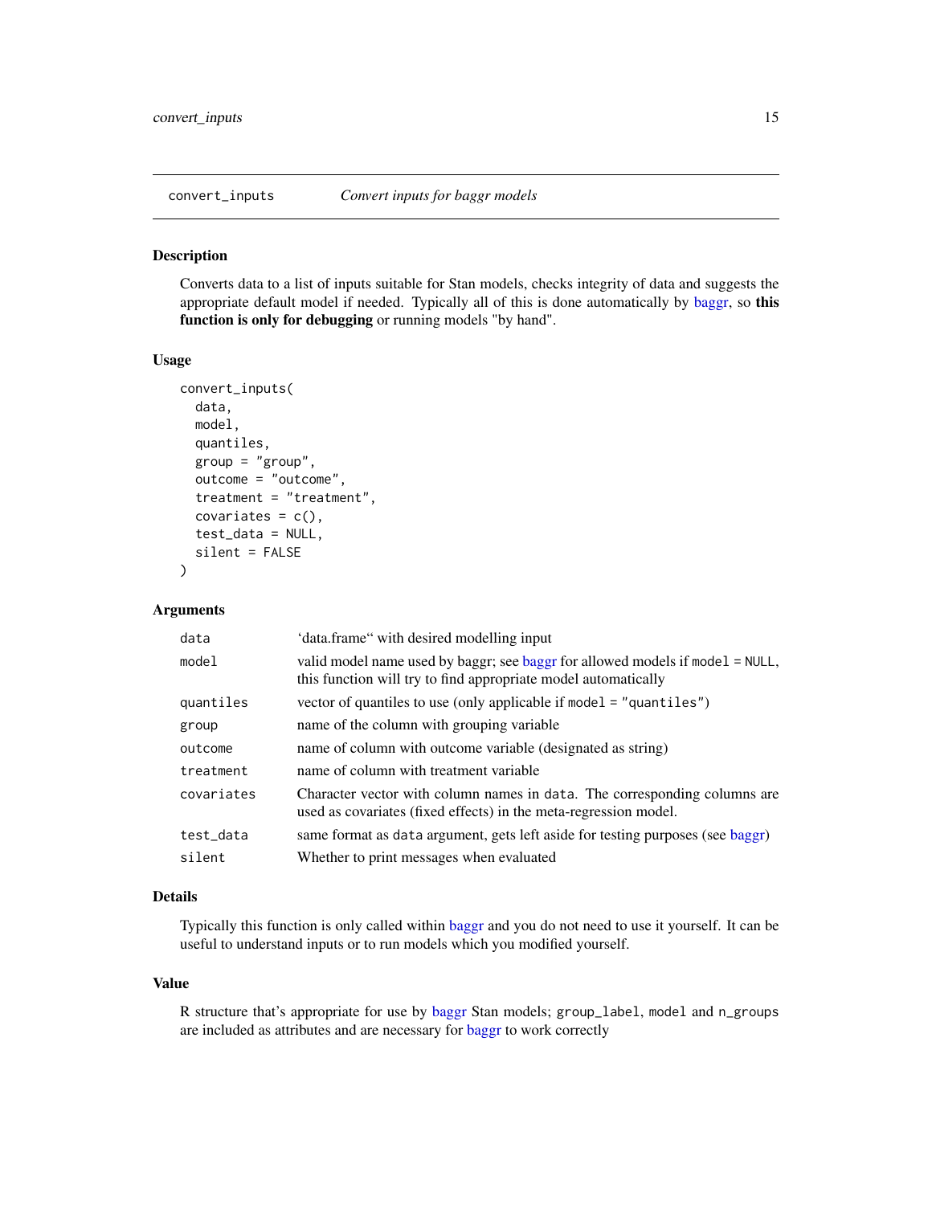## convert_inputs — *Convert inputs for baggr models*

### Description

Converts data to a list of inputs suitable for Stan models, checks integrity of data and suggests the appropriate default model if needed. Typically all of this is done automatically by baggr, so **this function is only for debugging** or running models "by hand".

### Usage

```
convert_inputs(
  data,
  model,
  quantiles,
  group = "group",
  outcome = "outcome",
  treatment = "treatment",
  covariates = c(),
  test_data = NULL,
  silent = FALSE
)
```

### Arguments

| | |
|---|---|
| `data` | 'data.frame" with desired modelling input |
| `model` | valid model name used by baggr; see baggr for allowed models if `model = NULL`, this function will try to find appropriate model automatically |
| `quantiles` | vector of quantiles to use (only applicable if `model = "quantiles"`) |
| `group` | name of the column with grouping variable |
| `outcome` | name of column with outcome variable (designated as string) |
| `treatment` | name of column with treatment variable |
| `covariates` | Character vector with column names in `data`. The corresponding columns are used as covariates (fixed effects) in the meta-regression model. |
| `test_data` | same format as `data` argument, gets left aside for testing purposes (see baggr) |
| `silent` | Whether to print messages when evaluated |

### Details

Typically this function is only called within baggr and you do not need to use it yourself. It can be useful to understand inputs or to run models which you modified yourself.

### Value

R structure that's appropriate for use by baggr Stan models; `group_label`, `model` and `n_groups` are included as attributes and are necessary for baggr to work correctly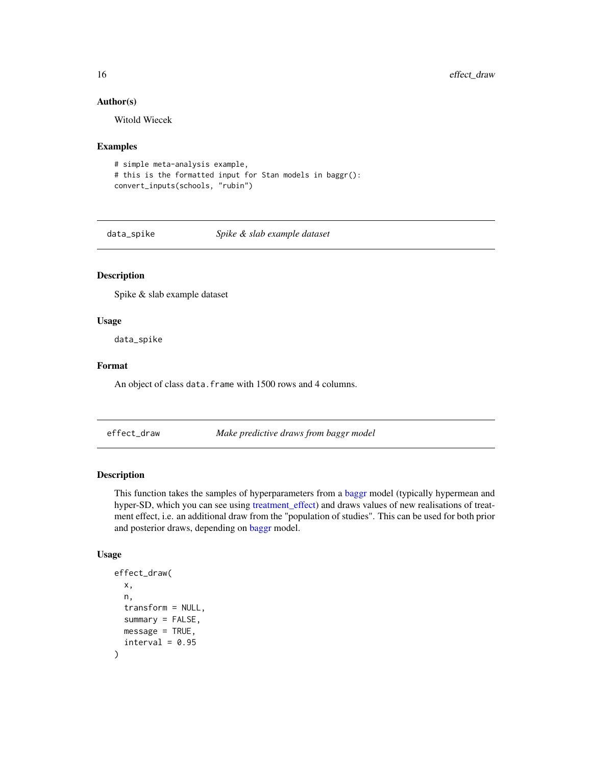### Author(s)

Witold Wiecek

### Examples

```
# simple meta-analysis example,
# this is the formatted input for Stan models in baggr():
convert_inputs(schools, "rubin")
```

---

## data_spike — *Spike & slab example dataset*

### Description

Spike & slab example dataset

### Usage

```
data_spike
```

### Format

An object of class `data.frame` with 1500 rows and 4 columns.

---

## effect_draw — *Make predictive draws from baggr model*

### Description

This function takes the samples of hyperparameters from a baggr model (typically hypermean and hyper-SD, which you can see using treatment_effect) and draws values of new realisations of treatment effect, i.e. an additional draw from the "population of studies". This can be used for both prior and posterior draws, depending on baggr model.

### Usage

```
effect_draw(
  x,
  n,
  transform = NULL,
  summary = FALSE,
  message = TRUE,
  interval = 0.95
)
```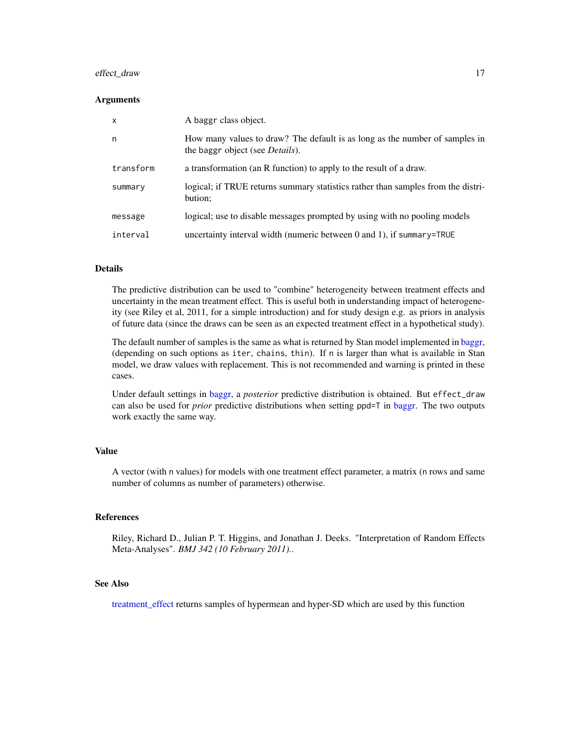### Arguments

| | |
|---|---|
| `x` | A `baggr` class object. |
| `n` | How many values to draw? The default is as long as the number of samples in the `baggr` object (see *Details*). |
| `transform` | a transformation (an R function) to apply to the result of a draw. |
| `summary` | logical; if TRUE returns summary statistics rather than samples from the distribution; |
| `message` | logical; use to disable messages prompted by using with no pooling models |
| `interval` | uncertainty interval width (numeric between 0 and 1), if `summary=TRUE` |

### Details

The predictive distribution can be used to "combine" heterogeneity between treatment effects and uncertainty in the mean treatment effect. This is useful both in understanding impact of heterogeneity (see Riley et al, 2011, for a simple introduction) and for study design e.g. as priors in analysis of future data (since the draws can be seen as an expected treatment effect in a hypothetical study).

The default number of samples is the same as what is returned by Stan model implemented in baggr, (depending on such options as `iter`, `chains`, `thin`). If `n` is larger than what is available in Stan model, we draw values with replacement. This is not recommended and warning is printed in these cases.

Under default settings in baggr, a *posterior* predictive distribution is obtained. But `effect_draw` can also be used for *prior* predictive distributions when setting `ppd=T` in baggr. The two outputs work exactly the same way.

### Value

A vector (with `n` values) for models with one treatment effect parameter, a matrix (`n` rows and same number of columns as number of parameters) otherwise.

### References

Riley, Richard D., Julian P. T. Higgins, and Jonathan J. Deeks. "Interpretation of Random Effects Meta-Analyses". *BMJ 342 (10 February 2011).*.

### See Also

treatment_effect returns samples of hypermean and hyper-SD which are used by this function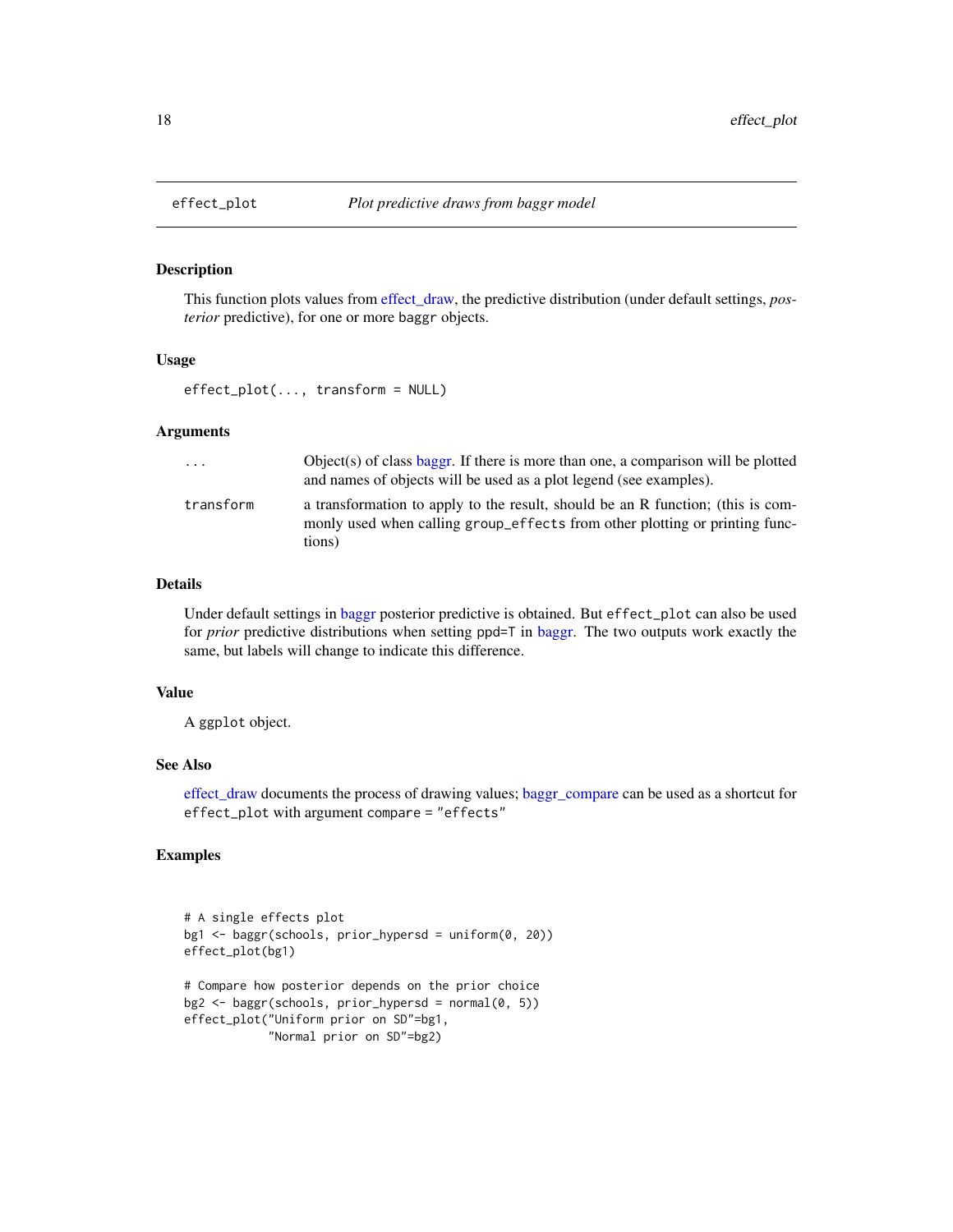# effect_plot — *Plot predictive draws from baggr model*

## Description

This function plots values from effect_draw, the predictive distribution (under default settings, *posterior* predictive), for one or more baggr objects.

## Usage

```
effect_plot(..., transform = NULL)
```

## Arguments

| | |
|---|---|
| `...` | Object(s) of class baggr. If there is more than one, a comparison will be plotted and names of objects will be used as a plot legend (see examples). |
| `transform` | a transformation to apply to the result, should be an R function; (this is commonly used when calling `group_effects` from other plotting or printing functions) |

## Details

Under default settings in baggr posterior predictive is obtained. But `effect_plot` can also be used for *prior* predictive distributions when setting `ppd=T` in baggr. The two outputs work exactly the same, but labels will change to indicate this difference.

## Value

A `ggplot` object.

## See Also

effect_draw documents the process of drawing values; baggr_compare can be used as a shortcut for `effect_plot` with argument `compare = "effects"`

## Examples

```
# A single effects plot
bg1 <- baggr(schools, prior_hypersd = uniform(0, 20))
effect_plot(bg1)

# Compare how posterior depends on the prior choice
bg2 <- baggr(schools, prior_hypersd = normal(0, 5))
effect_plot("Uniform prior on SD"=bg1,
            "Normal prior on SD"=bg2)
```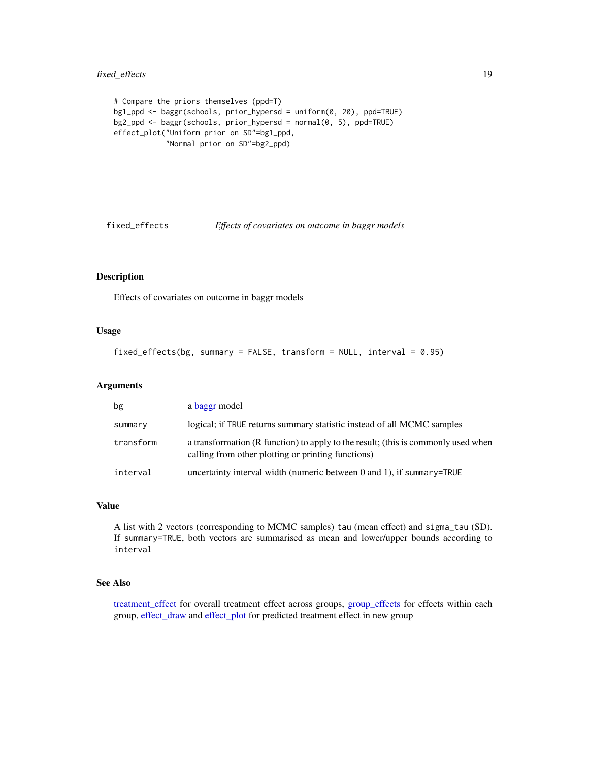```
# Compare the priors themselves (ppd=T)
bg1_ppd <- baggr(schools, prior_hypersd = uniform(0, 20), ppd=TRUE)
bg2_ppd <- baggr(schools, prior_hypersd = normal(0, 5), ppd=TRUE)
effect_plot("Uniform prior on SD"=bg1_ppd,
            "Normal prior on SD"=bg2_ppd)
```

---

`fixed_effects` *Effects of covariates on outcome in baggr models*

---

## Description

Effects of covariates on outcome in baggr models

## Usage

```
fixed_effects(bg, summary = FALSE, transform = NULL, interval = 0.95)
```

## Arguments

| | |
|---|---|
| `bg` | a baggr model |
| `summary` | logical; if `TRUE` returns summary statistic instead of all MCMC samples |
| `transform` | a transformation (R function) to apply to the result; (this is commonly used when calling from other plotting or printing functions) |
| `interval` | uncertainty interval width (numeric between 0 and 1), if `summary=TRUE` |

## Value

A list with 2 vectors (corresponding to MCMC samples) `tau` (mean effect) and `sigma_tau` (SD). If `summary=TRUE`, both vectors are summarised as mean and lower/upper bounds according to `interval`

## See Also

treatment_effect for overall treatment effect across groups, group_effects for effects within each group, effect_draw and effect_plot for predicted treatment effect in new group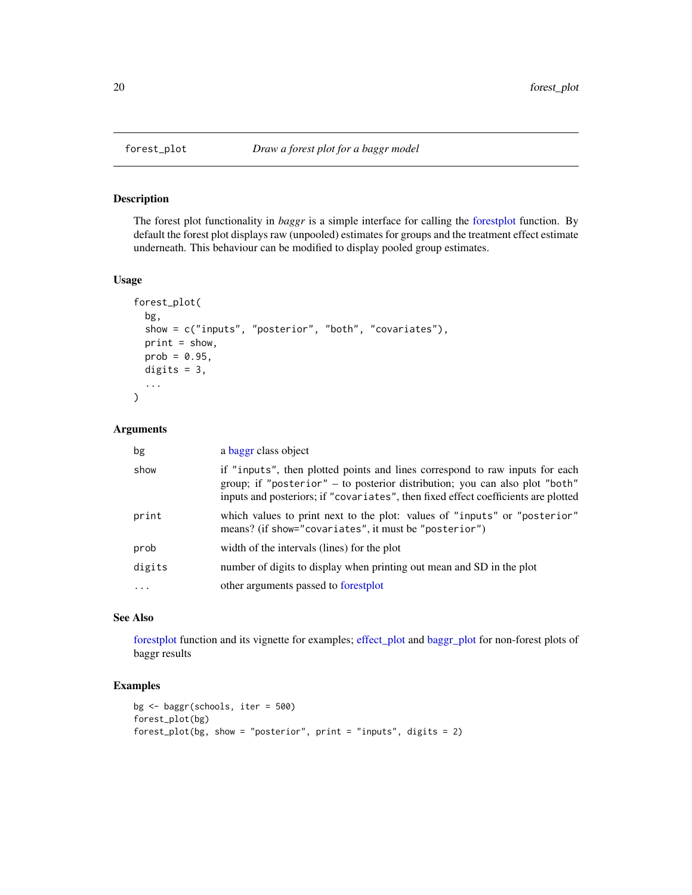forest_plot *Draw a forest plot for a baggr model*

### Description

The forest plot functionality in *baggr* is a simple interface for calling the forestplot function. By default the forest plot displays raw (unpooled) estimates for groups and the treatment effect estimate underneath. This behaviour can be modified to display pooled group estimates.

### Usage

```
forest_plot(
  bg,
  show = c("inputs", "posterior", "both", "covariates"),
  print = show,
  prob = 0.95,
  digits = 3,
  ...
)
```

### Arguments

| | |
|---|---|
| bg | a baggr class object |
| show | if "inputs", then plotted points and lines correspond to raw inputs for each group; if "posterior" – to posterior distribution; you can also plot "both" inputs and posteriors; if "covariates", then fixed effect coefficients are plotted |
| print | which values to print next to the plot: values of "inputs" or "posterior" means? (if show="covariates", it must be "posterior") |
| prob | width of the intervals (lines) for the plot |
| digits | number of digits to display when printing out mean and SD in the plot |
| ... | other arguments passed to forestplot |

### See Also

forestplot function and its vignette for examples; effect_plot and baggr_plot for non-forest plots of baggr results

### Examples

```
bg <- baggr(schools, iter = 500)
forest_plot(bg)
forest_plot(bg, show = "posterior", print = "inputs", digits = 2)
```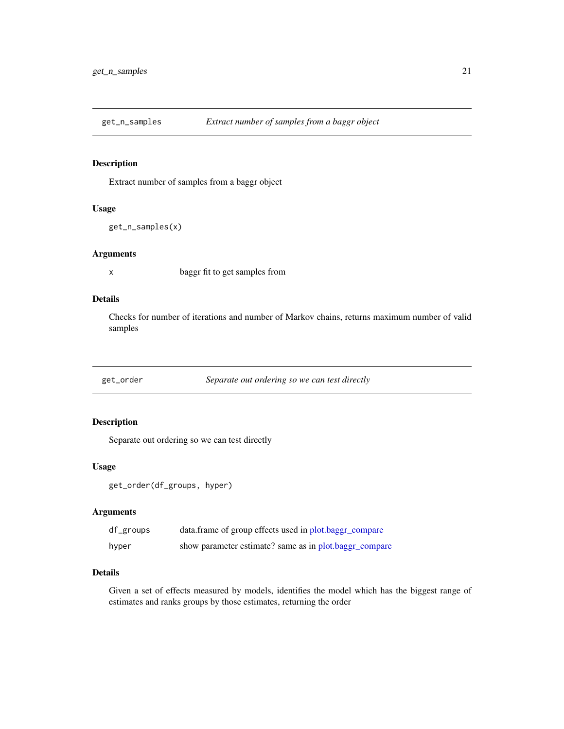## get_n_samples *Extract number of samples from a baggr object*

### Description

Extract number of samples from a baggr object

### Usage

```
get_n_samples(x)
```

### Arguments

| | |
|---|---|
| x | baggr fit to get samples from |

### Details

Checks for number of iterations and number of Markov chains, returns maximum number of valid samples

## get_order *Separate out ordering so we can test directly*

### Description

Separate out ordering so we can test directly

### Usage

```
get_order(df_groups, hyper)
```

### Arguments

| | |
|---|---|
| df_groups | data.frame of group effects used in plot.baggr_compare |
| hyper | show parameter estimate? same as in plot.baggr_compare |

### Details

Given a set of effects measured by models, identifies the model which has the biggest range of estimates and ranks groups by those estimates, returning the order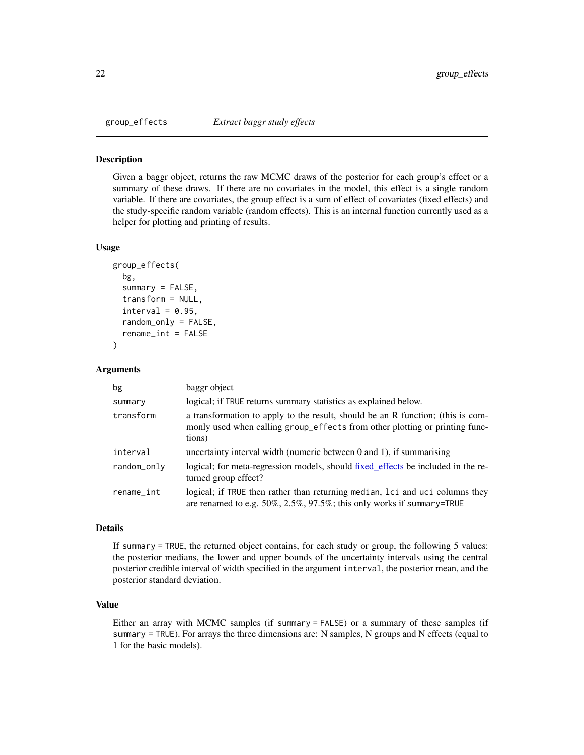## group_effects *Extract baggr study effects*

### Description

Given a baggr object, returns the raw MCMC draws of the posterior for each group's effect or a summary of these draws. If there are no covariates in the model, this effect is a single random variable. If there are covariates, the group effect is a sum of effect of covariates (fixed effects) and the study-specific random variable (random effects). This is an internal function currently used as a helper for plotting and printing of results.

### Usage

```
group_effects(
  bg,
  summary = FALSE,
  transform = NULL,
  interval = 0.95,
  random_only = FALSE,
  rename_int = FALSE
)
```

### Arguments

| | |
|---|---|
| `bg` | baggr object |
| `summary` | logical; if `TRUE` returns summary statistics as explained below. |
| `transform` | a transformation to apply to the result, should be an R function; (this is commonly used when calling `group_effects` from other plotting or printing functions) |
| `interval` | uncertainty interval width (numeric between 0 and 1), if summarising |
| `random_only` | logical; for meta-regression models, should fixed_effects be included in the returned group effect? |
| `rename_int` | logical; if `TRUE` then rather than returning `median`, `lci` and `uci` columns they are renamed to e.g. 50%, 2.5%, 97.5%; this only works if `summary=TRUE` |

### Details

If `summary = TRUE`, the returned object contains, for each study or group, the following 5 values: the posterior medians, the lower and upper bounds of the uncertainty intervals using the central posterior credible interval of width specified in the argument `interval`, the posterior mean, and the posterior standard deviation.

### Value

Either an array with MCMC samples (if `summary = FALSE`) or a summary of these samples (if `summary = TRUE`). For arrays the three dimensions are: N samples, N groups and N effects (equal to 1 for the basic models).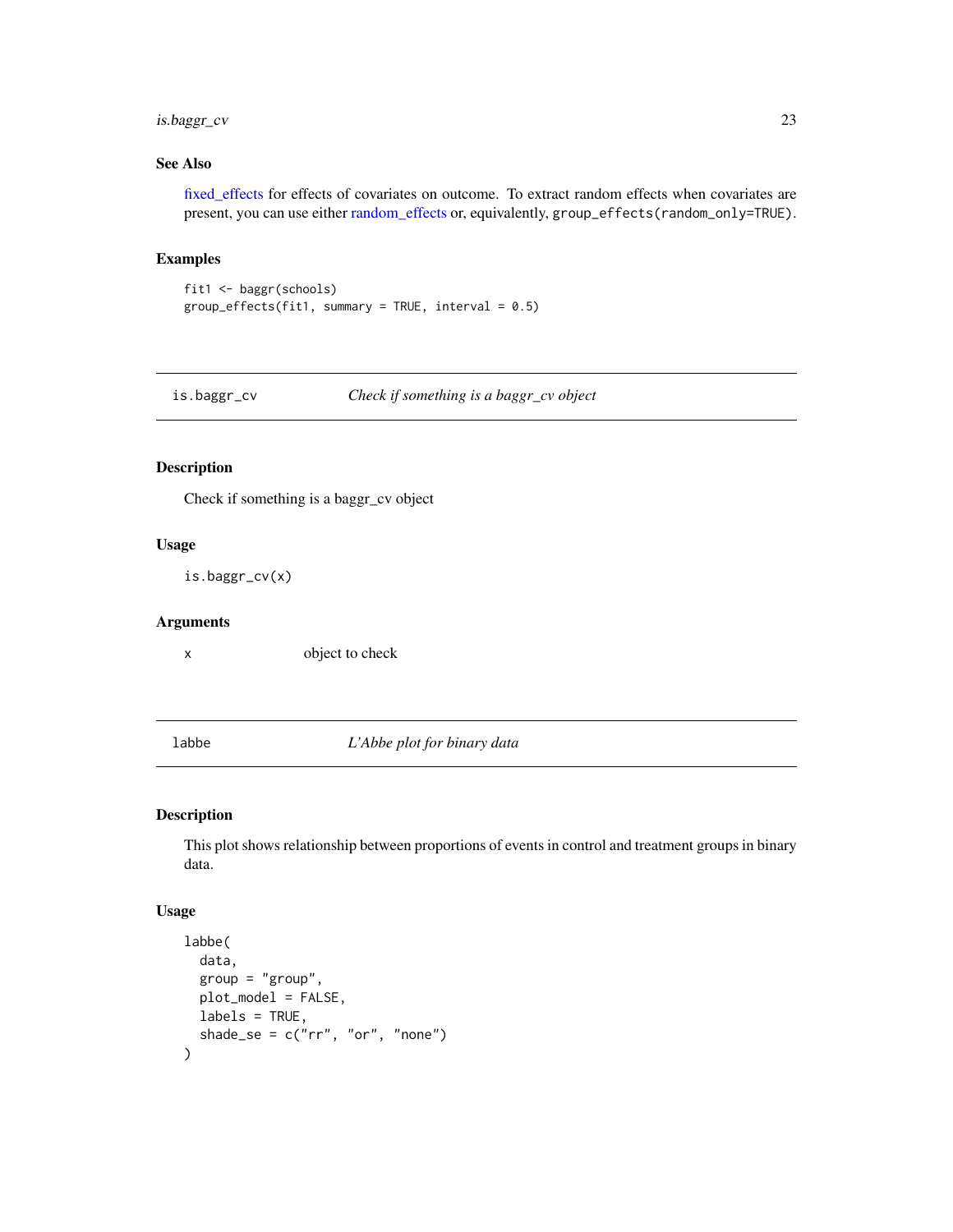### See Also

fixed_effects for effects of covariates on outcome. To extract random effects when covariates are present, you can use either random_effects or, equivalently, `group_effects(random_only=TRUE)`.

### Examples

```
fit1 <- baggr(schools)
group_effects(fit1, summary = TRUE, interval = 0.5)
```

---

## is.baggr_cv — *Check if something is a baggr_cv object*

### Description

Check if something is a baggr_cv object

### Usage

```
is.baggr_cv(x)
```

### Arguments

| | |
|---|---|
| x | object to check |

---

## labbe — *L'Abbe plot for binary data*

### Description

This plot shows relationship between proportions of events in control and treatment groups in binary data.

### Usage

```
labbe(
  data,
  group = "group",
  plot_model = FALSE,
  labels = TRUE,
  shade_se = c("rr", "or", "none")
)
```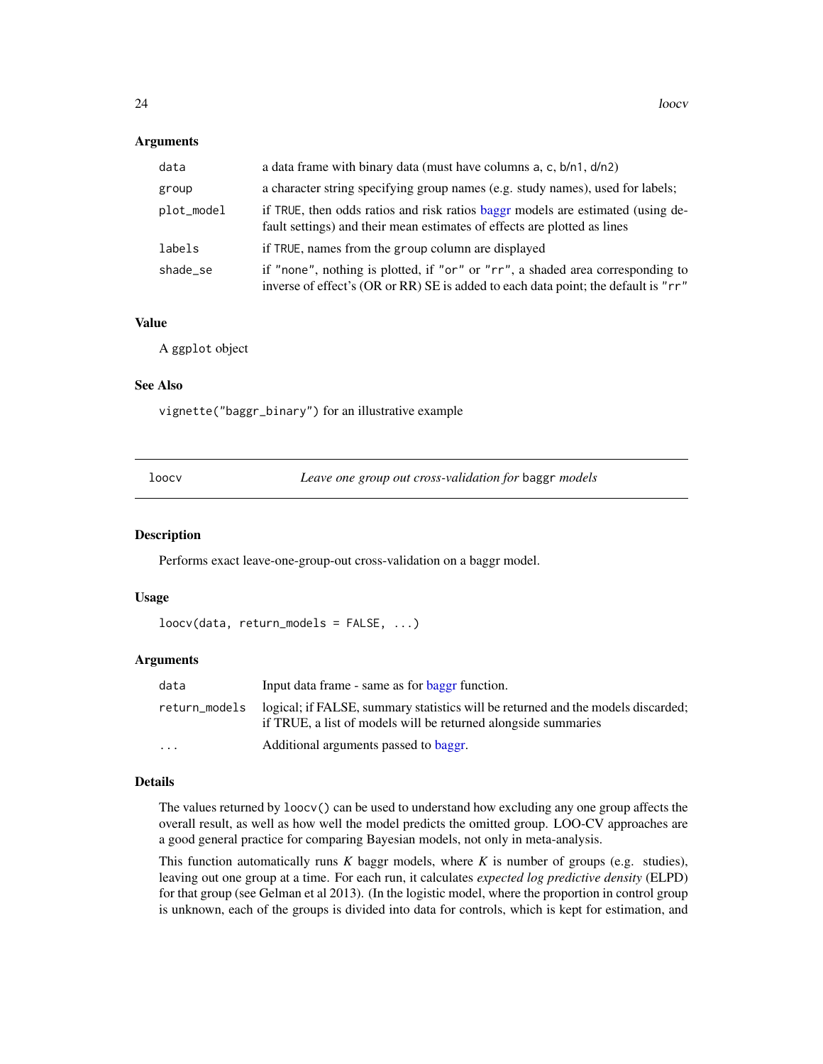## Arguments

| | |
|---|---|
| `data` | a data frame with binary data (must have columns a, c, b/n1, d/n2) |
| `group` | a character string specifying group names (e.g. study names), used for labels; |
| `plot_model` | if TRUE, then odds ratios and risk ratios baggr models are estimated (using default settings) and their mean estimates of effects are plotted as lines |
| `labels` | if TRUE, names from the group column are displayed |
| `shade_se` | if "none", nothing is plotted, if "or" or "rr", a shaded area corresponding to inverse of effect's (OR or RR) SE is added to each data point; the default is "rr" |

## Value

A ggplot object

## See Also

vignette("baggr_binary") for an illustrative example

---

# loocv — *Leave one group out cross-validation for* baggr *models*

## Description

Performs exact leave-one-group-out cross-validation on a baggr model.

## Usage

```
loocv(data, return_models = FALSE, ...)
```

## Arguments

| | |
|---|---|
| `data` | Input data frame - same as for baggr function. |
| `return_models` | logical; if FALSE, summary statistics will be returned and the models discarded; if TRUE, a list of models will be returned alongside summaries |
| `...` | Additional arguments passed to baggr. |

## Details

The values returned by loocv() can be used to understand how excluding any one group affects the overall result, as well as how well the model predicts the omitted group. LOO-CV approaches are a good general practice for comparing Bayesian models, not only in meta-analysis.

This function automatically runs $K$ baggr models, where $K$ is number of groups (e.g. studies), leaving out one group at a time. For each run, it calculates *expected log predictive density* (ELPD) for that group (see Gelman et al 2013). (In the logistic model, where the proportion in control group is unknown, each of the groups is divided into data for controls, which is kept for estimation, and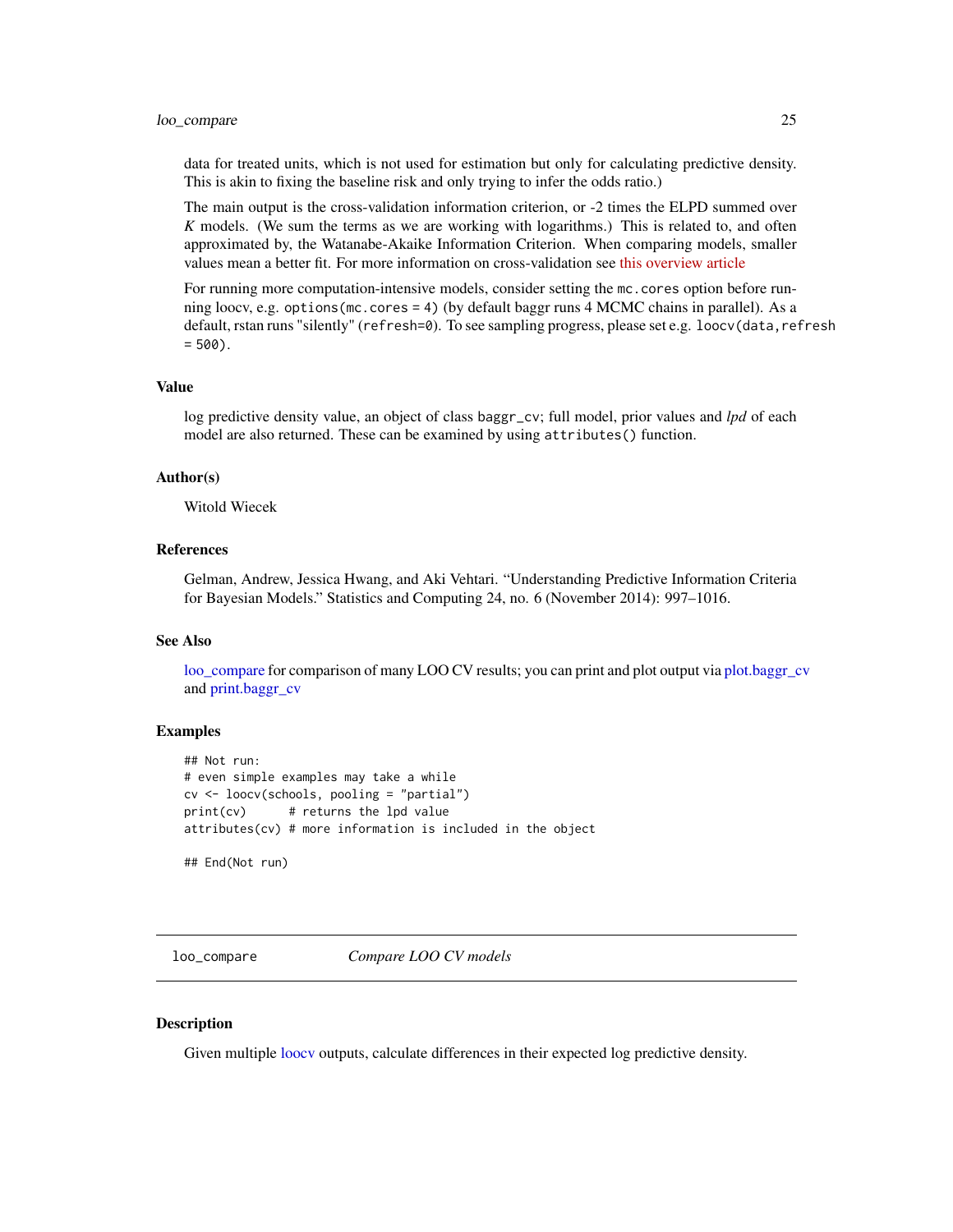data for treated units, which is not used for estimation but only for calculating predictive density. This is akin to fixing the baseline risk and only trying to infer the odds ratio.)

The main output is the cross-validation information criterion, or -2 times the ELPD summed over $K$ models. (We sum the terms as we are working with logarithms.) This is related to, and often approximated by, the Watanabe-Akaike Information Criterion. When comparing models, smaller values mean a better fit. For more information on cross-validation see this overview article

For running more computation-intensive models, consider setting the `mc.cores` option before running loocv, e.g. `options(mc.cores = 4)` (by default baggr runs 4 MCMC chains in parallel). As a default, rstan runs "silently" (`refresh=0`). To see sampling progress, please set e.g. `loocv(data,refresh = 500)`.

### Value

log predictive density value, an object of class `baggr_cv`; full model, prior values and *lpd* of each model are also returned. These can be examined by using `attributes()` function.

### Author(s)

Witold Wiecek

### References

Gelman, Andrew, Jessica Hwang, and Aki Vehtari. "Understanding Predictive Information Criteria for Bayesian Models." Statistics and Computing 24, no. 6 (November 2014): 997–1016.

### See Also

loo_compare for comparison of many LOO CV results; you can print and plot output via plot.baggr_cv and print.baggr_cv

### Examples

```
## Not run:
# even simple examples may take a while
cv <- loocv(schools, pooling = "partial")
print(cv)      # returns the lpd value
attributes(cv) # more information is included in the object

## End(Not run)
```

---

## loo_compare    *Compare LOO CV models*

### Description

Given multiple loocv outputs, calculate differences in their expected log predictive density.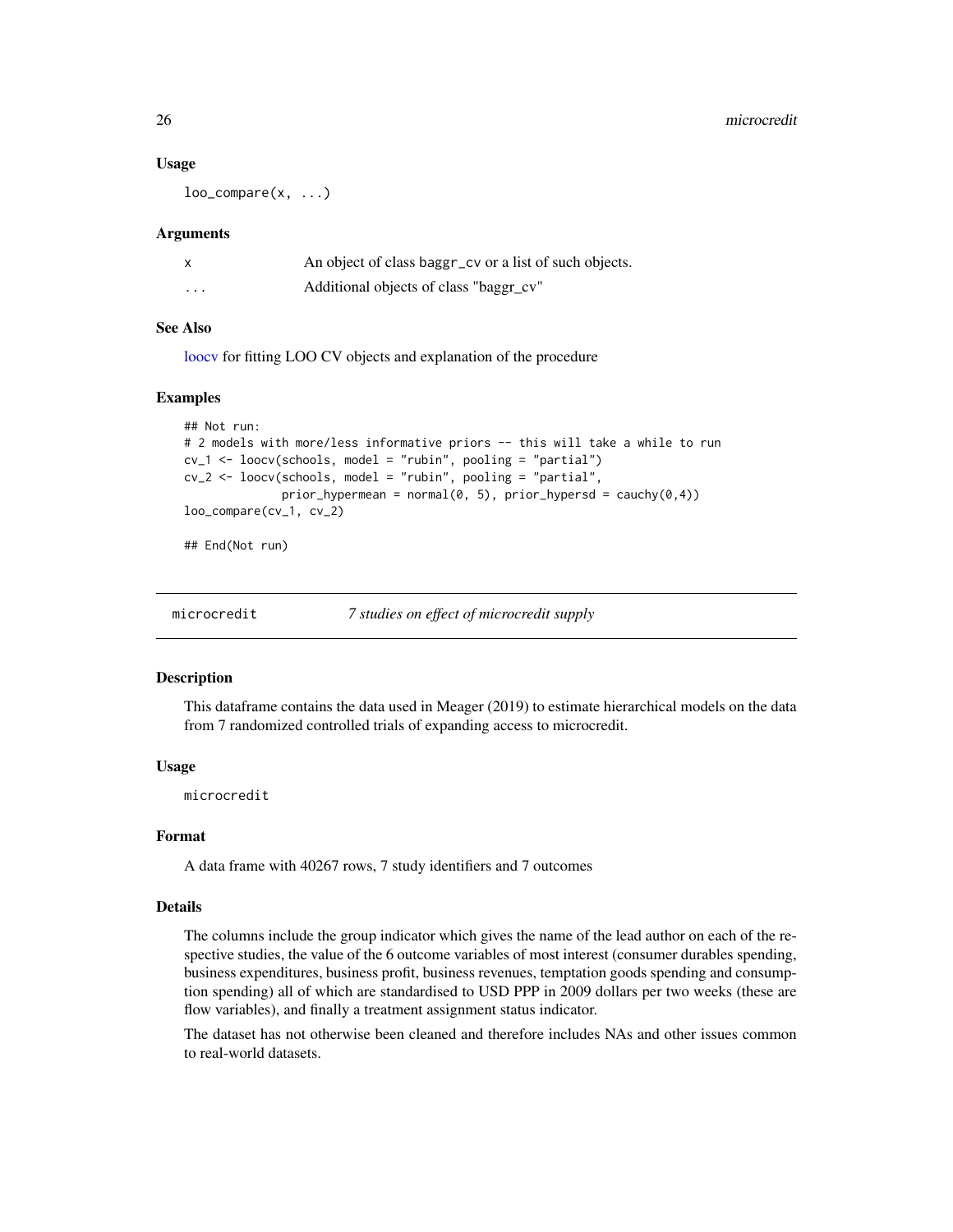### Usage

```
loo_compare(x, ...)
```

### Arguments

| | |
|---|---|
| x | An object of class baggr_cv or a list of such objects. |
| ... | Additional objects of class "baggr_cv" |

### See Also

loocv for fitting LOO CV objects and explanation of the procedure

### Examples

```
## Not run:
# 2 models with more/less informative priors -- this will take a while to run
cv_1 <- loocv(schools, model = "rubin", pooling = "partial")
cv_2 <- loocv(schools, model = "rubin", pooling = "partial",
              prior_hypermean = normal(0, 5), prior_hypersd = cauchy(0,4))
loo_compare(cv_1, cv_2)

## End(Not run)
```

## microcredit — *7 studies on effect of microcredit supply*

### Description

This dataframe contains the data used in Meager (2019) to estimate hierarchical models on the data from 7 randomized controlled trials of expanding access to microcredit.

### Usage

```
microcredit
```

### Format

A data frame with 40267 rows, 7 study identifiers and 7 outcomes

### Details

The columns include the group indicator which gives the name of the lead author on each of the respective studies, the value of the 6 outcome variables of most interest (consumer durables spending, business expenditures, business profit, business revenues, temptation goods spending and consumption spending) all of which are standardised to USD PPP in 2009 dollars per two weeks (these are flow variables), and finally a treatment assignment status indicator.

The dataset has not otherwise been cleaned and therefore includes NAs and other issues common to real-world datasets.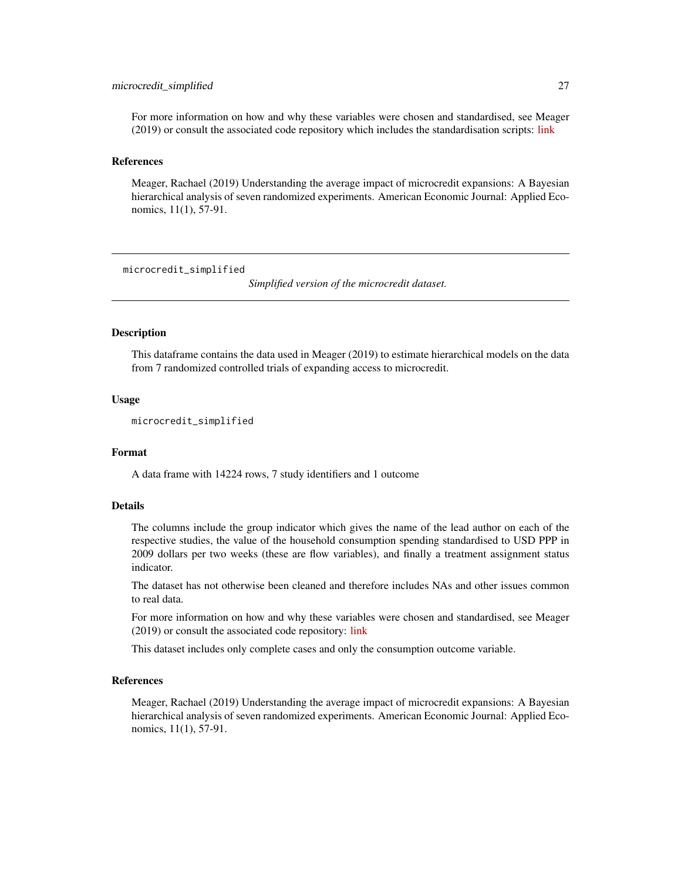For more information on how and why these variables were chosen and standardised, see Meager (2019) or consult the associated code repository which includes the standardisation scripts: link

### References

Meager, Rachael (2019) Understanding the average impact of microcredit expansions: A Bayesian hierarchical analysis of seven randomized experiments. American Economic Journal: Applied Economics, 11(1), 57-91.

---

## microcredit_simplified

*Simplified version of the microcredit dataset.*

---

### Description

This dataframe contains the data used in Meager (2019) to estimate hierarchical models on the data from 7 randomized controlled trials of expanding access to microcredit.

### Usage

```
microcredit_simplified
```

### Format

A data frame with 14224 rows, 7 study identifiers and 1 outcome

### Details

The columns include the group indicator which gives the name of the lead author on each of the respective studies, the value of the household consumption spending standardised to USD PPP in 2009 dollars per two weeks (these are flow variables), and finally a treatment assignment status indicator.

The dataset has not otherwise been cleaned and therefore includes NAs and other issues common to real data.

For more information on how and why these variables were chosen and standardised, see Meager (2019) or consult the associated code repository: link

This dataset includes only complete cases and only the consumption outcome variable.

### References

Meager, Rachael (2019) Understanding the average impact of microcredit expansions: A Bayesian hierarchical analysis of seven randomized experiments. American Economic Journal: Applied Economics, 11(1), 57-91.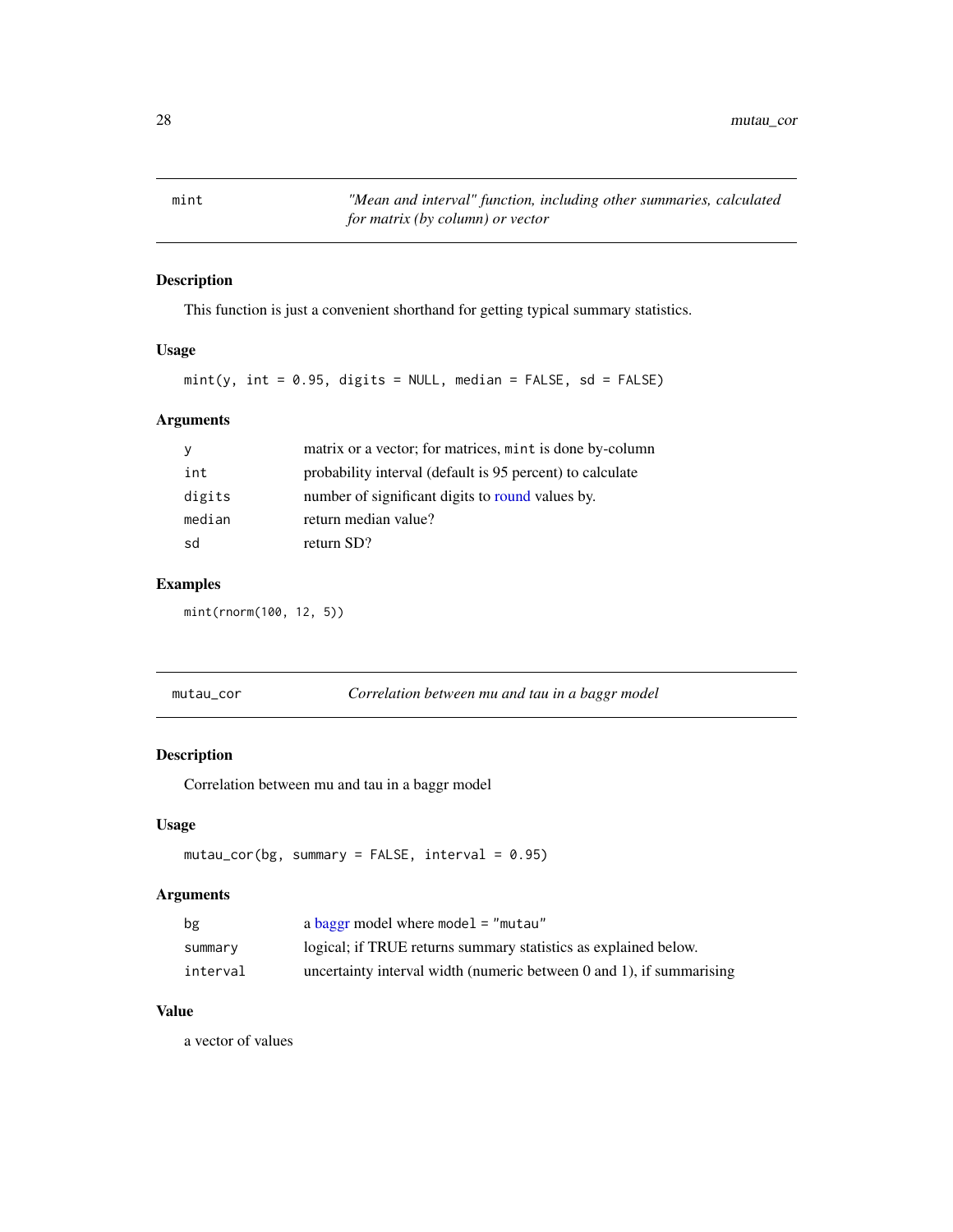## mint — *"Mean and interval" function, including other summaries, calculated for matrix (by column) or vector*

### Description

This function is just a convenient shorthand for getting typical summary statistics.

### Usage

```
mint(y, int = 0.95, digits = NULL, median = FALSE, sd = FALSE)
```

### Arguments

| | |
|---|---|
| `y` | matrix or a vector; for matrices, `mint` is done by-column |
| `int` | probability interval (default is 95 percent) to calculate |
| `digits` | number of significant digits to round values by. |
| `median` | return median value? |
| `sd` | return SD? |

### Examples

```
mint(rnorm(100, 12, 5))
```

## mutau_cor — *Correlation between mu and tau in a baggr model*

### Description

Correlation between mu and tau in a baggr model

### Usage

```
mutau_cor(bg, summary = FALSE, interval = 0.95)
```

### Arguments

| | |
|---|---|
| `bg` | a baggr model where `model = "mutau"` |
| `summary` | logical; if TRUE returns summary statistics as explained below. |
| `interval` | uncertainty interval width (numeric between 0 and 1), if summarising |

### Value

a vector of values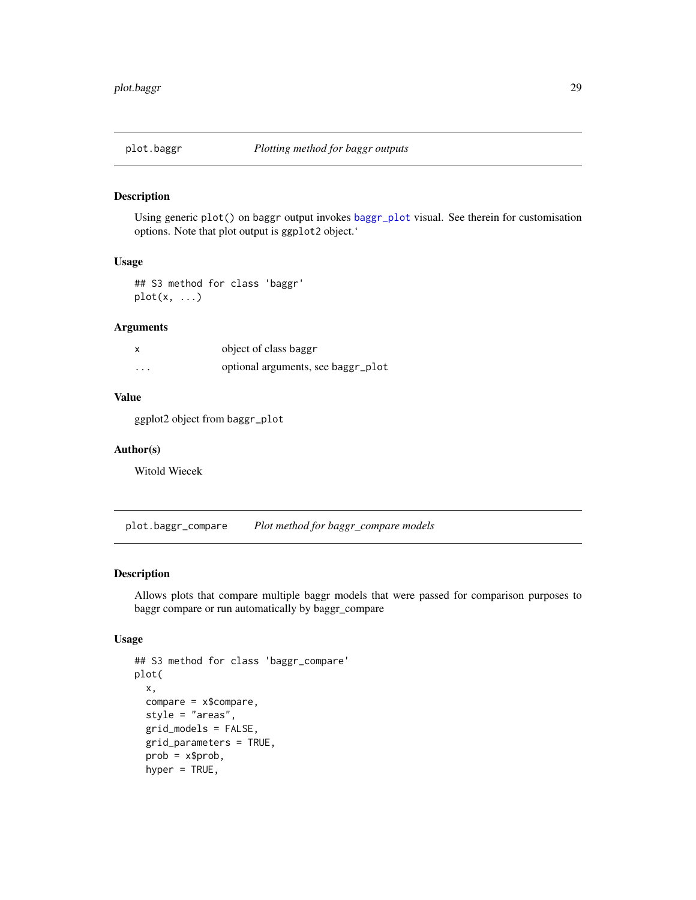## plot.baggr — *Plotting method for baggr outputs*

### Description

Using generic `plot()` on baggr output invokes `baggr_plot` visual. See therein for customisation options. Note that plot output is `ggplot2` object.‘

### Usage

```
## S3 method for class 'baggr'
plot(x, ...)
```

### Arguments

| | |
|---|---|
| x | object of class baggr |
| ... | optional arguments, see baggr_plot |

### Value

ggplot2 object from baggr_plot

### Author(s)

Witold Wiecek

## plot.baggr_compare — *Plot method for baggr_compare models*

### Description

Allows plots that compare multiple baggr models that were passed for comparison purposes to baggr compare or run automatically by baggr_compare

### Usage

```
## S3 method for class 'baggr_compare'
plot(
  x,
  compare = x$compare,
  style = "areas",
  grid_models = FALSE,
  grid_parameters = TRUE,
  prob = x$prob,
  hyper = TRUE,
```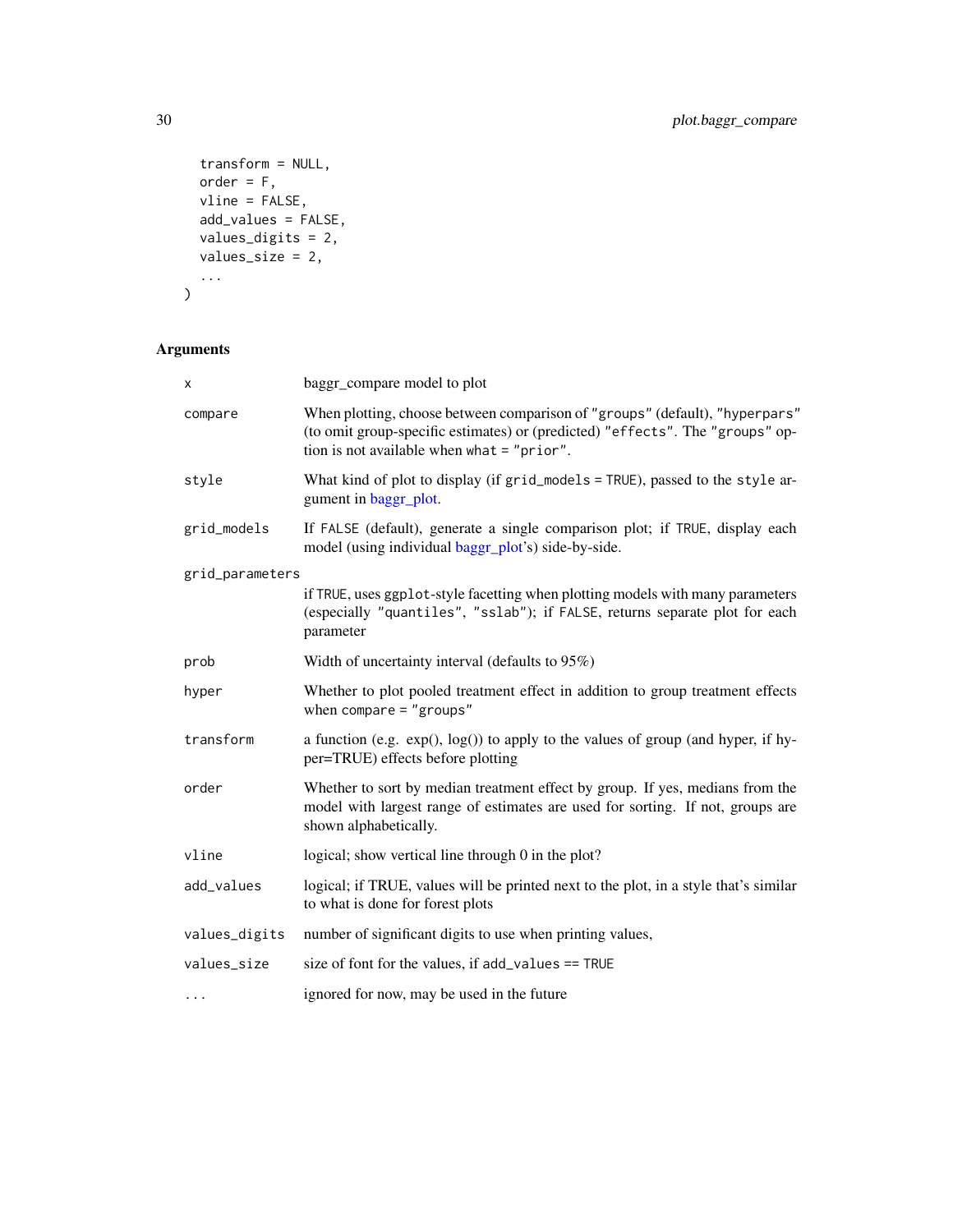```
  transform = NULL,
  order = F,
  vline = FALSE,
  add_values = FALSE,
  values_digits = 2,
  values_size = 2,
  ...
)
```

## Arguments

| | |
|---|---|
| `x` | baggr_compare model to plot |
| `compare` | When plotting, choose between comparison of `"groups"` (default), `"hyperpars"` (to omit group-specific estimates) or (predicted) `"effects"`. The `"groups"` option is not available when `what = "prior"`. |
| `style` | What kind of plot to display (if `grid_models = TRUE`), passed to the `style` argument in baggr_plot. |
| `grid_models` | If `FALSE` (default), generate a single comparison plot; if `TRUE`, display each model (using individual baggr_plot's) side-by-side. |
| `grid_parameters` | if `TRUE`, uses `ggplot`-style facetting when plotting models with many parameters (especially `"quantiles"`, `"sslab"`); if `FALSE`, returns separate plot for each parameter |
| `prob` | Width of uncertainty interval (defaults to 95%) |
| `hyper` | Whether to plot pooled treatment effect in addition to group treatment effects when `compare = "groups"` |
| `transform` | a function (e.g. exp(), log()) to apply to the values of group (and hyper, if hyper=TRUE) effects before plotting |
| `order` | Whether to sort by median treatment effect by group. If yes, medians from the model with largest range of estimates are used for sorting. If not, groups are shown alphabetically. |
| `vline` | logical; show vertical line through 0 in the plot? |
| `add_values` | logical; if TRUE, values will be printed next to the plot, in a style that's similar to what is done for forest plots |
| `values_digits` | number of significant digits to use when printing values, |
| `values_size` | size of font for the values, if `add_values == TRUE` |
| `...` | ignored for now, may be used in the future |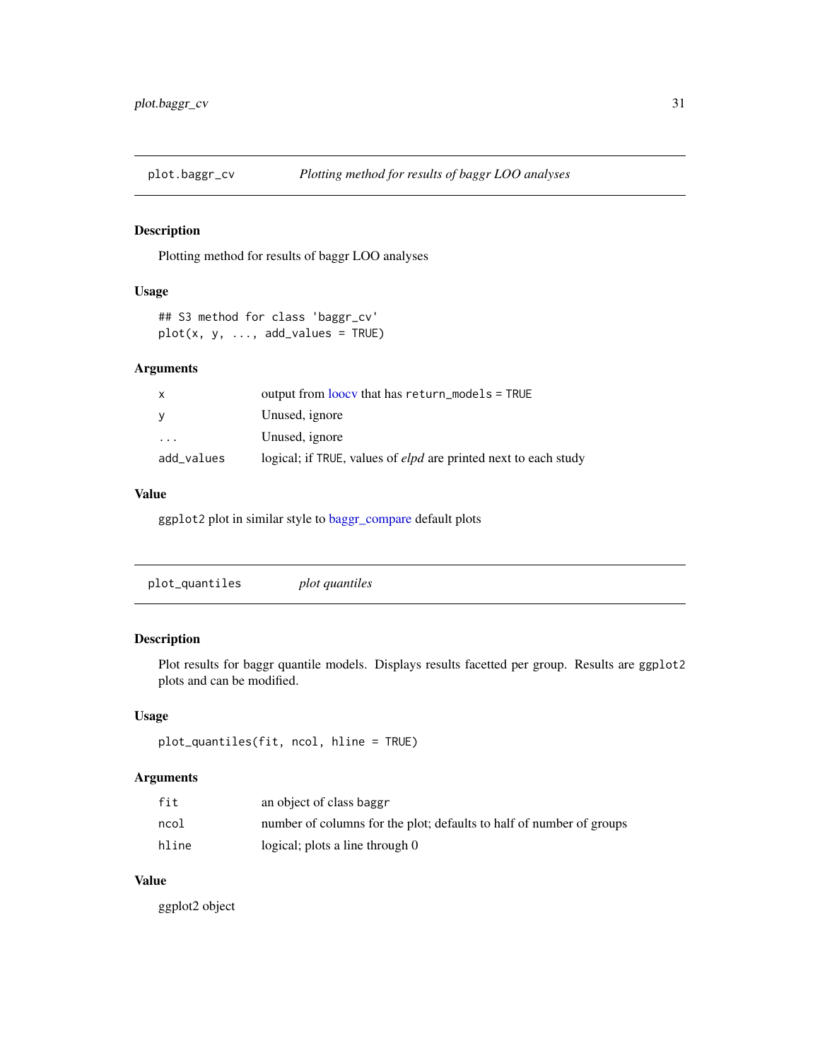## plot.baggr_cv — *Plotting method for results of baggr LOO analyses*

### Description

Plotting method for results of baggr LOO analyses

### Usage

```
## S3 method for class 'baggr_cv'
plot(x, y, ..., add_values = TRUE)
```

### Arguments

| | |
|---|---|
| `x` | output from loocv that has `return_models = TRUE` |
| `y` | Unused, ignore |
| `...` | Unused, ignore |
| `add_values` | logical; if `TRUE`, values of *elpd* are printed next to each study |

### Value

`ggplot2` plot in similar style to baggr_compare default plots

## plot_quantiles — *plot quantiles*

### Description

Plot results for baggr quantile models. Displays results facetted per group. Results are `ggplot2` plots and can be modified.

### Usage

```
plot_quantiles(fit, ncol, hline = TRUE)
```

### Arguments

| | |
|---|---|
| `fit` | an object of class `baggr` |
| `ncol` | number of columns for the plot; defaults to half of number of groups |
| `hline` | logical; plots a line through 0 |

### Value

ggplot2 object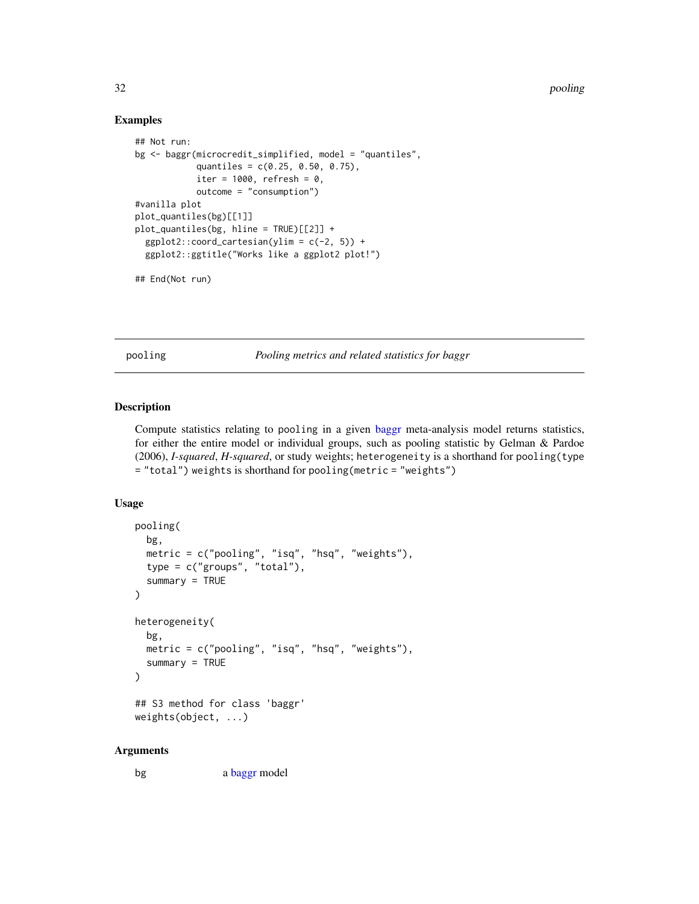## Examples

```
## Not run:
bg <- baggr(microcredit_simplified, model = "quantiles",
            quantiles = c(0.25, 0.50, 0.75),
            iter = 1000, refresh = 0,
            outcome = "consumption")
#vanilla plot
plot_quantiles(bg)[[1]]
plot_quantiles(bg, hline = TRUE)[[2]] +
  ggplot2::coord_cartesian(ylim = c(-2, 5)) +
  ggplot2::ggtitle("Works like a ggplot2 plot!")

## End(Not run)
```

---

# pooling — *Pooling metrics and related statistics for baggr*

---

## Description

Compute statistics relating to pooling in a given baggr meta-analysis model returns statistics, for either the entire model or individual groups, such as pooling statistic by Gelman & Pardoe (2006), *I-squared*, *H-squared*, or study weights; heterogeneity is a shorthand for pooling(type = "total") weights is shorthand for pooling(metric = "weights")

## Usage

```
pooling(
  bg,
  metric = c("pooling", "isq", "hsq", "weights"),
  type = c("groups", "total"),
  summary = TRUE
)

heterogeneity(
  bg,
  metric = c("pooling", "isq", "hsq", "weights"),
  summary = TRUE
)

## S3 method for class 'baggr'
weights(object, ...)
```

## Arguments

bg     a baggr model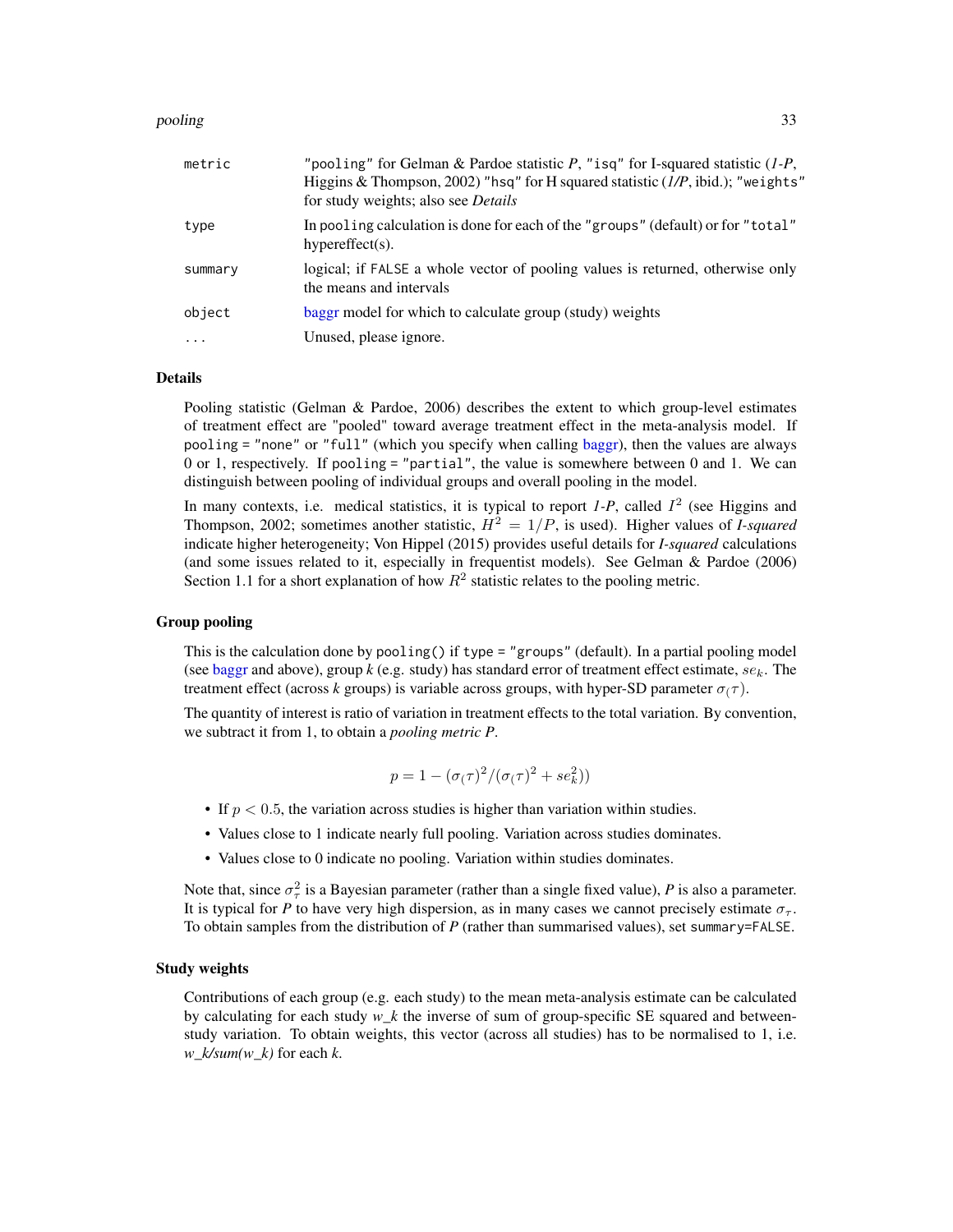| | |
|---|---|
| `metric` | "pooling" for Gelman & Pardoe statistic *P*, "isq" for I-squared statistic (*1-P*, Higgins & Thompson, 2002) "hsq" for H squared statistic (*1/P*, ibid.); "weights" for study weights; also see *Details* |
| `type` | In `pooling` calculation is done for each of the "groups" (default) or for "total" hypereffect(s). |
| `summary` | logical; if `FALSE` a whole vector of pooling values is returned, otherwise only the means and intervals |
| `object` | baggr model for which to calculate group (study) weights |
| `...` | Unused, please ignore. |

### Details

Pooling statistic (Gelman & Pardoe, 2006) describes the extent to which group-level estimates of treatment effect are "pooled" toward average treatment effect in the meta-analysis model. If `pooling = "none"` or `"full"` (which you specify when calling baggr), then the values are always 0 or 1, respectively. If `pooling = "partial"`, the value is somewhere between 0 and 1. We can distinguish between pooling of individual groups and overall pooling in the model.

In many contexts, i.e. medical statistics, it is typical to report *1-P*, called $I^2$ (see Higgins and Thompson, 2002; sometimes another statistic, $H^2 = 1/P$, is used). Higher values of *I-squared* indicate higher heterogeneity; Von Hippel (2015) provides useful details for *I-squared* calculations (and some issues related to it, especially in frequentist models). See Gelman & Pardoe (2006) Section 1.1 for a short explanation of how $R^2$ statistic relates to the pooling metric.

### Group pooling

This is the calculation done by `pooling()` if `type = "groups"` (default). In a partial pooling model (see baggr and above), group *k* (e.g. study) has standard error of treatment effect estimate, $se_k$. The treatment effect (across *k* groups) is variable across groups, with hyper-SD parameter $\sigma_(\tau)$.

The quantity of interest is ratio of variation in treatment effects to the total variation. By convention, we subtract it from 1, to obtain a *pooling metric P*.

$$p = 1 - (\sigma_(\tau)^2 / (\sigma_(\tau)^2 + se_k^2))$$

- If $p < 0.5$, the variation across studies is higher than variation within studies.
- Values close to 1 indicate nearly full pooling. Variation across studies dominates.
- Values close to 0 indicate no pooling. Variation within studies dominates.

Note that, since $\sigma_\tau^2$ is a Bayesian parameter (rather than a single fixed value), *P* is also a parameter. It is typical for *P* to have very high dispersion, as in many cases we cannot precisely estimate $\sigma_\tau$. To obtain samples from the distribution of *P* (rather than summarised values), set `summary=FALSE`.

### Study weights

Contributions of each group (e.g. each study) to the mean meta-analysis estimate can be calculated by calculating for each study *w_k* the inverse of sum of group-specific SE squared and between-study variation. To obtain weights, this vector (across all studies) has to be normalised to 1, i.e. *w_k/sum(w_k)* for each *k*.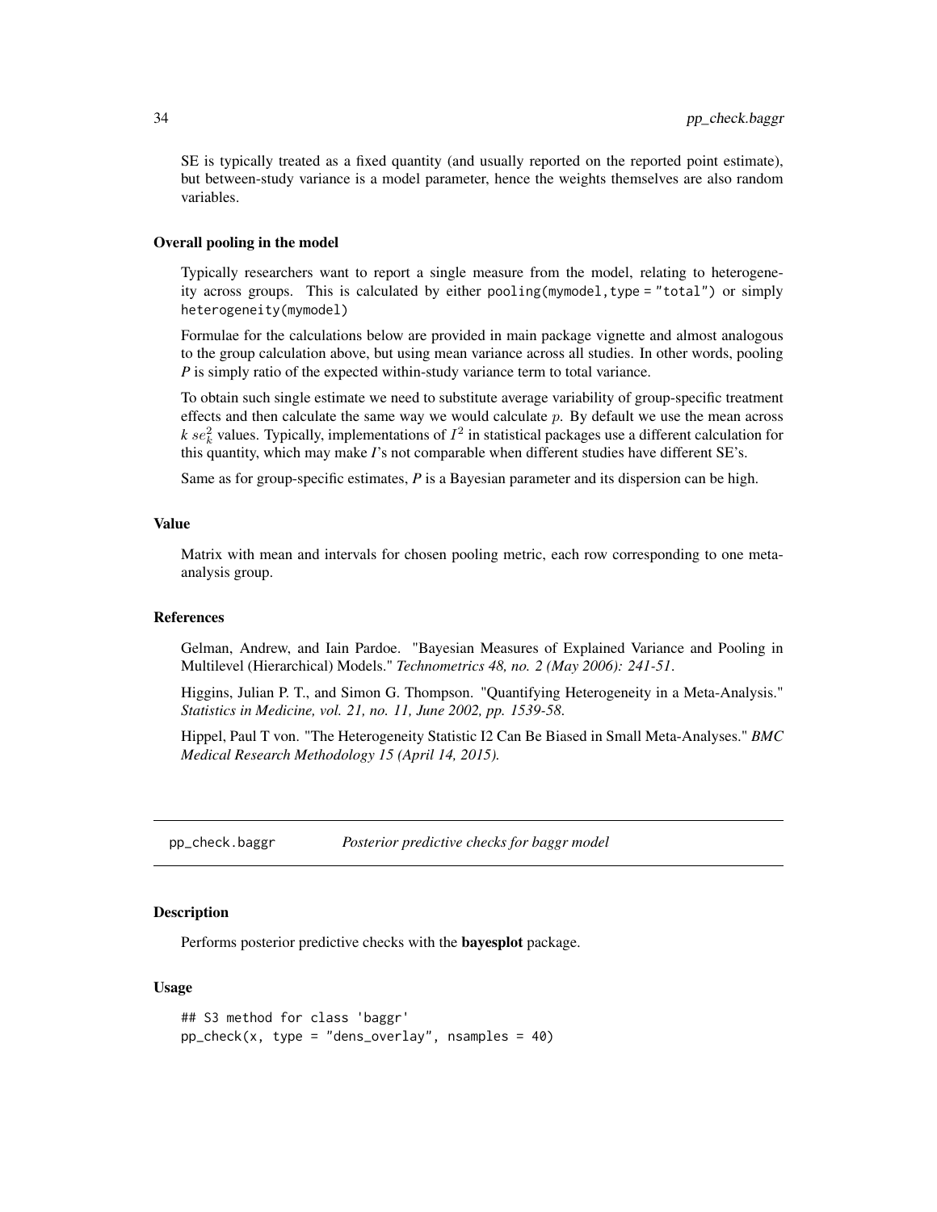SE is typically treated as a fixed quantity (and usually reported on the reported point estimate), but between-study variance is a model parameter, hence the weights themselves are also random variables.

### Overall pooling in the model

Typically researchers want to report a single measure from the model, relating to heterogeneity across groups. This is calculated by either `pooling(mymodel,type = "total")` or simply `heterogeneity(mymodel)`

Formulae for the calculations below are provided in main package vignette and almost analogous to the group calculation above, but using mean variance across all studies. In other words, pooling *P* is simply ratio of the expected within-study variance term to total variance.

To obtain such single estimate we need to substitute average variability of group-specific treatment effects and then calculate the same way we would calculate $p$. By default we use the mean across $k$ $se_k^2$ values. Typically, implementations of $I^2$ in statistical packages use a different calculation for this quantity, which may make *I*'s not comparable when different studies have different SE's.

Same as for group-specific estimates, *P* is a Bayesian parameter and its dispersion can be high.

### Value

Matrix with mean and intervals for chosen pooling metric, each row corresponding to one meta-analysis group.

### References

Gelman, Andrew, and Iain Pardoe. "Bayesian Measures of Explained Variance and Pooling in Multilevel (Hierarchical) Models." *Technometrics 48, no. 2 (May 2006): 241-51*.

Higgins, Julian P. T., and Simon G. Thompson. "Quantifying Heterogeneity in a Meta-Analysis." *Statistics in Medicine, vol. 21, no. 11, June 2002, pp. 1539-58*.

Hippel, Paul T von. "The Heterogeneity Statistic I2 Can Be Biased in Small Meta-Analyses." *BMC Medical Research Methodology 15 (April 14, 2015).*

## pp_check.baggr *Posterior predictive checks for baggr model*

### Description

Performs posterior predictive checks with the **bayesplot** package.

### Usage

```
## S3 method for class 'baggr'
pp_check(x, type = "dens_overlay", nsamples = 40)
```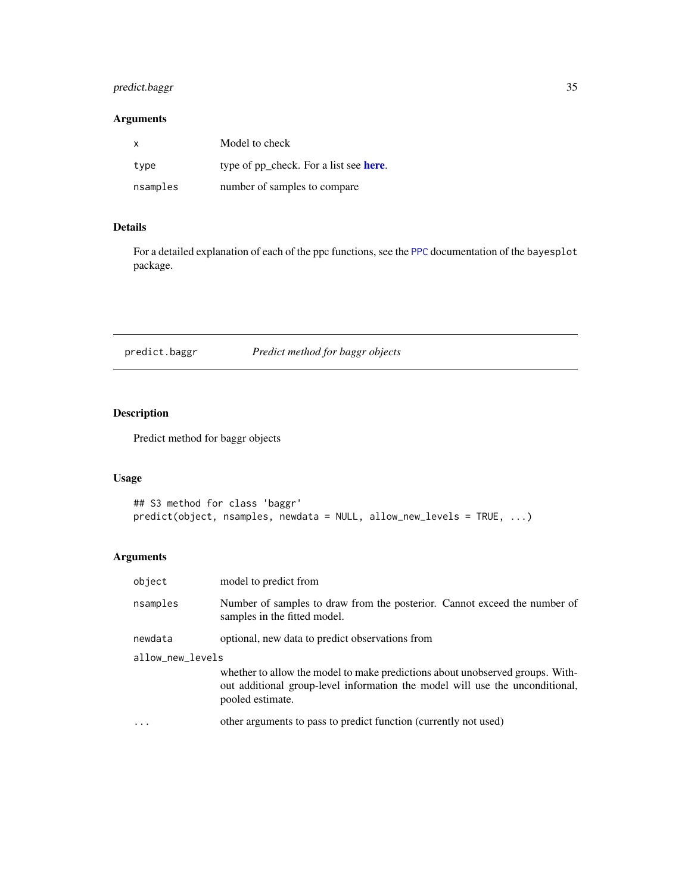## Arguments

| | |
|---|---|
| `x` | Model to check |
| `type` | type of pp_check. For a list see **here**. |
| `nsamples` | number of samples to compare |

## Details

For a detailed explanation of each of the ppc functions, see the `PPC` documentation of the `bayesplot` package.

---

# `predict.baggr` *Predict method for baggr objects*

---

## Description

Predict method for baggr objects

## Usage

```
## S3 method for class 'baggr'
predict(object, nsamples, newdata = NULL, allow_new_levels = TRUE, ...)
```

## Arguments

| | |
|---|---|
| `object` | model to predict from |
| `nsamples` | Number of samples to draw from the posterior. Cannot exceed the number of samples in the fitted model. |
| `newdata` | optional, new data to predict observations from |
| `allow_new_levels` | whether to allow the model to make predictions about unobserved groups. Without additional group-level information the model will use the unconditional, pooled estimate. |
| `...` | other arguments to pass to predict function (currently not used) |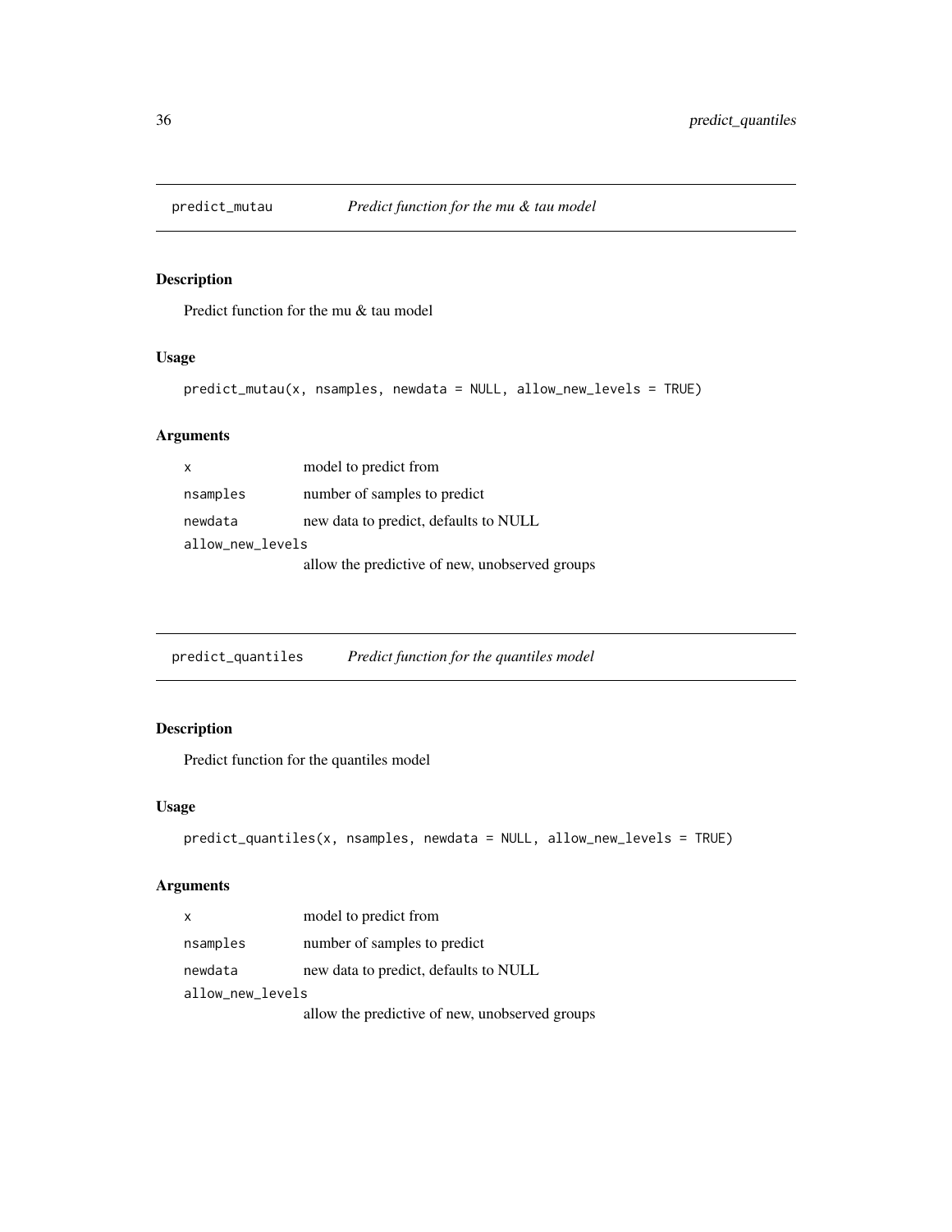## predict_mutau — *Predict function for the mu & tau model*

### Description

Predict function for the mu & tau model

### Usage

```
predict_mutau(x, nsamples, newdata = NULL, allow_new_levels = TRUE)
```

### Arguments

| | |
|---|---|
| `x` | model to predict from |
| `nsamples` | number of samples to predict |
| `newdata` | new data to predict, defaults to NULL |
| `allow_new_levels` | allow the predictive of new, unobserved groups |

## predict_quantiles — *Predict function for the quantiles model*

### Description

Predict function for the quantiles model

### Usage

```
predict_quantiles(x, nsamples, newdata = NULL, allow_new_levels = TRUE)
```

### Arguments

| | |
|---|---|
| `x` | model to predict from |
| `nsamples` | number of samples to predict |
| `newdata` | new data to predict, defaults to NULL |
| `allow_new_levels` | allow the predictive of new, unobserved groups |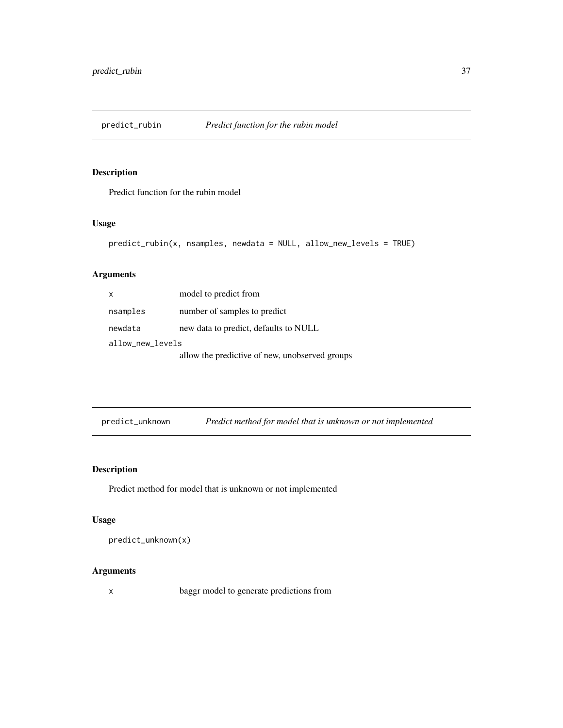## predict_rubin *Predict function for the rubin model*

### Description

Predict function for the rubin model

### Usage

```
predict_rubin(x, nsamples, newdata = NULL, allow_new_levels = TRUE)
```

### Arguments

| | |
|---|---|
| x | model to predict from |
| nsamples | number of samples to predict |
| newdata | new data to predict, defaults to NULL |
| allow_new_levels | allow the predictive of new, unobserved groups |

## predict_unknown *Predict method for model that is unknown or not implemented*

### Description

Predict method for model that is unknown or not implemented

### Usage

```
predict_unknown(x)
```

### Arguments

| | |
|---|---|
| x | baggr model to generate predictions from |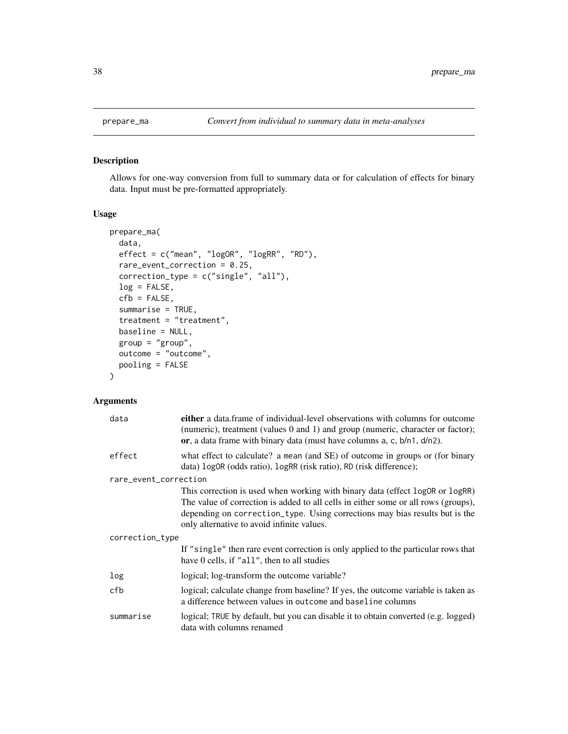# prepare_ma — *Convert from individual to summary data in meta-analyses*

## Description

Allows for one-way conversion from full to summary data or for calculation of effects for binary data. Input must be pre-formatted appropriately.

## Usage

```
prepare_ma(
  data,
  effect = c("mean", "logOR", "logRR", "RD"),
  rare_event_correction = 0.25,
  correction_type = c("single", "all"),
  log = FALSE,
  cfb = FALSE,
  summarise = TRUE,
  treatment = "treatment",
  baseline = NULL,
  group = "group",
  outcome = "outcome",
  pooling = FALSE
)
```

## Arguments

**data**
: **either** a data.frame of individual-level observations with columns for outcome (numeric), treatment (values 0 and 1) and group (numeric, character or factor); **or**, a data frame with binary data (must have columns `a`, `c`, `b/n1`, `d/n2`).

**effect**
: what effect to calculate? a `mean` (and SE) of outcome in groups or (for binary data) `logOR` (odds ratio), `logRR` (risk ratio), `RD` (risk difference);

**rare_event_correction**
: This correction is used when working with binary data (effect `logOR` or `logRR`) The value of correction is added to all cells in either some or all rows (groups), depending on `correction_type`. Using corrections may bias results but is the only alternative to avoid infinite values.

**correction_type**
: If `"single"` then rare event correction is only applied to the particular rows that have 0 cells, if `"all"`, then to all studies

**log**
: logical; log-transform the outcome variable?

**cfb**
: logical; calculate change from baseline? If yes, the outcome variable is taken as a difference between values in `outcome` and `baseline` columns

**summarise**
: logical; `TRUE` by default, but you can disable it to obtain converted (e.g. logged) data with columns renamed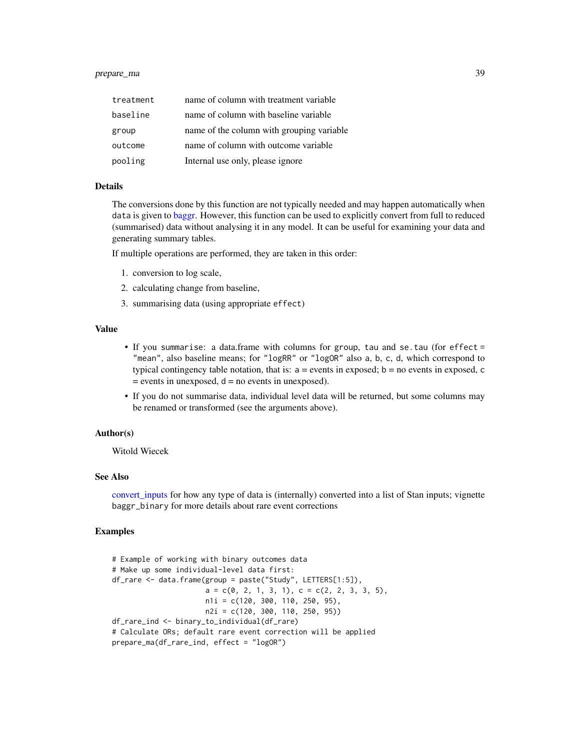| | |
|---|---|
| treatment | name of column with treatment variable |
| baseline | name of column with baseline variable |
| group | name of the column with grouping variable |
| outcome | name of column with outcome variable |
| pooling | Internal use only, please ignore |

### Details

The conversions done by this function are not typically needed and may happen automatically when data is given to baggr. However, this function can be used to explicitly convert from full to reduced (summarised) data without analysing it in any model. It can be useful for examining your data and generating summary tables.

If multiple operations are performed, they are taken in this order:

1. conversion to log scale,
2. calculating change from baseline,
3. summarising data (using appropriate effect)

### Value

- If you summarise: a data.frame with columns for group, tau and se.tau (for effect = "mean", also baseline means; for "logRR" or "logOR" also a, b, c, d, which correspond to typical contingency table notation, that is: a = events in exposed; b = no events in exposed, c = events in unexposed, d = no events in unexposed).
- If you do not summarise data, individual level data will be returned, but some columns may be renamed or transformed (see the arguments above).

### Author(s)

Witold Wiecek

### See Also

convert_inputs for how any type of data is (internally) converted into a list of Stan inputs; vignette baggr_binary for more details about rare event corrections

### Examples

```
# Example of working with binary outcomes data
# Make up some individual-level data first:
df_rare <- data.frame(group = paste("Study", LETTERS[1:5]),
                      a = c(0, 2, 1, 3, 1), c = c(2, 2, 3, 3, 5),
                      n1i = c(120, 300, 110, 250, 95),
                      n2i = c(120, 300, 110, 250, 95))
df_rare_ind <- binary_to_individual(df_rare)
# Calculate ORs; default rare event correction will be applied
prepare_ma(df_rare_ind, effect = "logOR")
```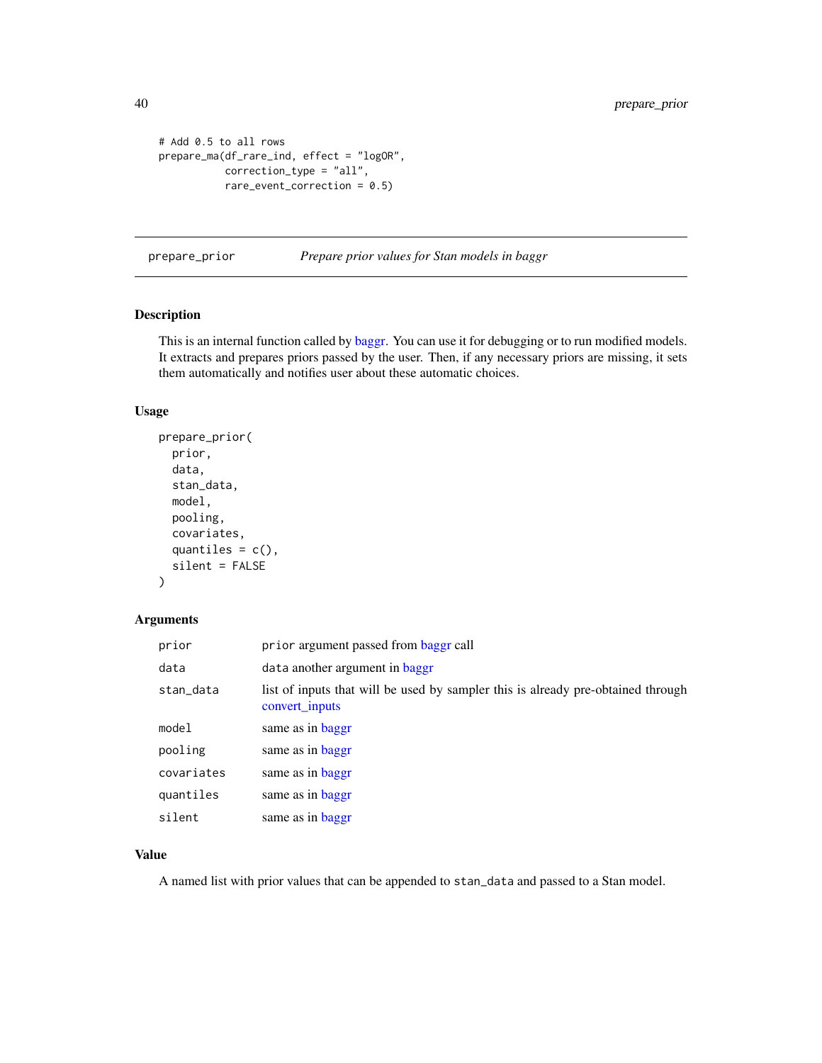```
# Add 0.5 to all rows
prepare_ma(df_rare_ind, effect = "logOR",
           correction_type = "all",
           rare_event_correction = 0.5)
```

---

## prepare_prior — *Prepare prior values for Stan models in baggr*

---

### Description

This is an internal function called by baggr. You can use it for debugging or to run modified models. It extracts and prepares priors passed by the user. Then, if any necessary priors are missing, it sets them automatically and notifies user about these automatic choices.

### Usage

```
prepare_prior(
  prior,
  data,
  stan_data,
  model,
  pooling,
  covariates,
  quantiles = c(),
  silent = FALSE
)
```

### Arguments

| | |
|---|---|
| prior | `prior` argument passed from baggr call |
| data | `data` another argument in baggr |
| stan_data | list of inputs that will be used by sampler this is already pre-obtained through convert_inputs |
| model | same as in baggr |
| pooling | same as in baggr |
| covariates | same as in baggr |
| quantiles | same as in baggr |
| silent | same as in baggr |

### Value

A named list with prior values that can be appended to `stan_data` and passed to a Stan model.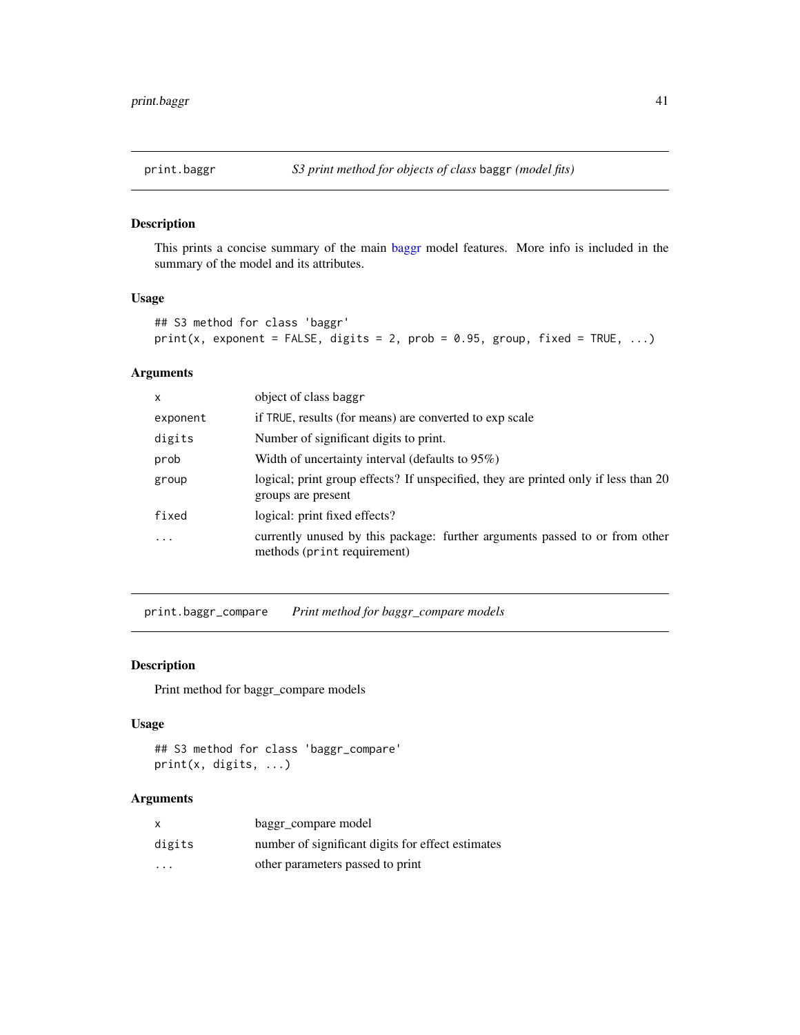## print.baggr — *S3 print method for objects of class* `baggr` *(model fits)*

### Description

This prints a concise summary of the main baggr model features. More info is included in the summary of the model and its attributes.

### Usage

```
## S3 method for class 'baggr'
print(x, exponent = FALSE, digits = 2, prob = 0.95, group, fixed = TRUE, ...)
```

### Arguments

| | |
|---|---|
| `x` | object of class `baggr` |
| `exponent` | if `TRUE`, results (for means) are converted to exp scale |
| `digits` | Number of significant digits to print. |
| `prob` | Width of uncertainty interval (defaults to 95%) |
| `group` | logical; print group effects? If unspecified, they are printed only if less than 20 groups are present |
| `fixed` | logical: print fixed effects? |
| `...` | currently unused by this package: further arguments passed to or from other methods (`print` requirement) |

## print.baggr_compare — *Print method for baggr_compare models*

### Description

Print method for baggr_compare models

### Usage

```
## S3 method for class 'baggr_compare'
print(x, digits, ...)
```

### Arguments

| | |
|---|---|
| `x` | baggr_compare model |
| `digits` | number of significant digits for effect estimates |
| `...` | other parameters passed to print |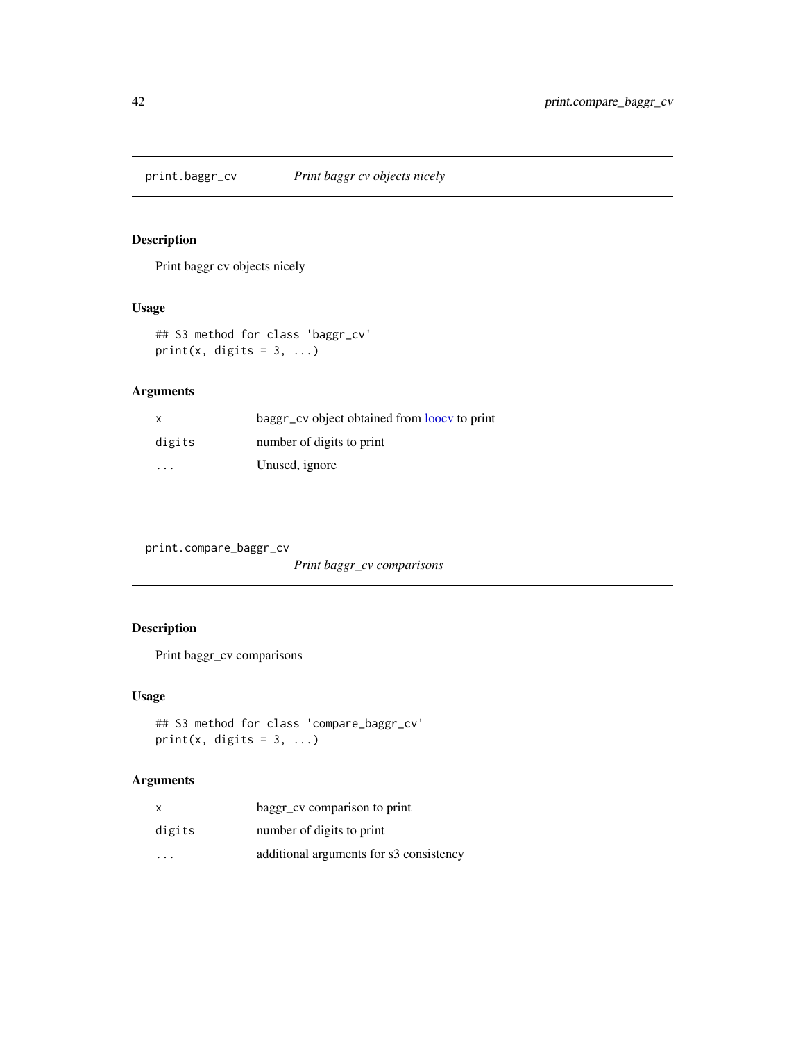## print.baggr_cv *Print baggr cv objects nicely*

### Description

Print baggr cv objects nicely

### Usage

```
## S3 method for class 'baggr_cv'
print(x, digits = 3, ...)
```

### Arguments

| | |
|---|---|
| x | baggr_cv object obtained from loocv to print |
| digits | number of digits to print |
| ... | Unused, ignore |

## print.compare_baggr_cv *Print baggr_cv comparisons*

### Description

Print baggr_cv comparisons

### Usage

```
## S3 method for class 'compare_baggr_cv'
print(x, digits = 3, ...)
```

### Arguments

| | |
|---|---|
| x | baggr_cv comparison to print |
| digits | number of digits to print |
| ... | additional arguments for s3 consistency |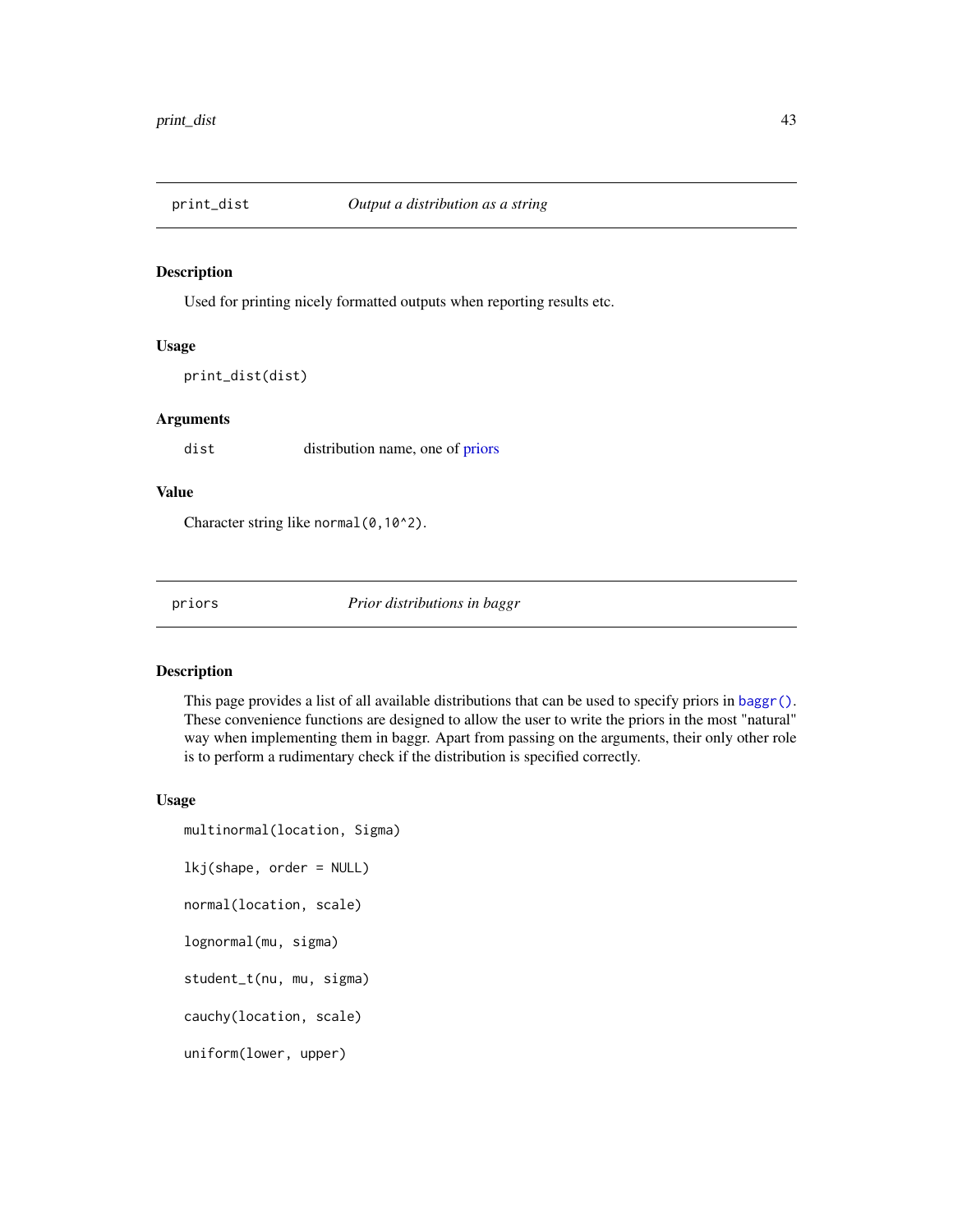## print_dist — *Output a distribution as a string*

### Description

Used for printing nicely formatted outputs when reporting results etc.

### Usage

```
print_dist(dist)
```

### Arguments

| | |
|---|---|
| `dist` | distribution name, one of priors |

### Value

Character string like `normal(0,10^2)`.

## priors — *Prior distributions in baggr*

### Description

This page provides a list of all available distributions that can be used to specify priors in `baggr()`. These convenience functions are designed to allow the user to write the priors in the most "natural" way when implementing them in baggr. Apart from passing on the arguments, their only other role is to perform a rudimentary check if the distribution is specified correctly.

### Usage

```
multinormal(location, Sigma)

lkj(shape, order = NULL)

normal(location, scale)

lognormal(mu, sigma)

student_t(nu, mu, sigma)

cauchy(location, scale)

uniform(lower, upper)
```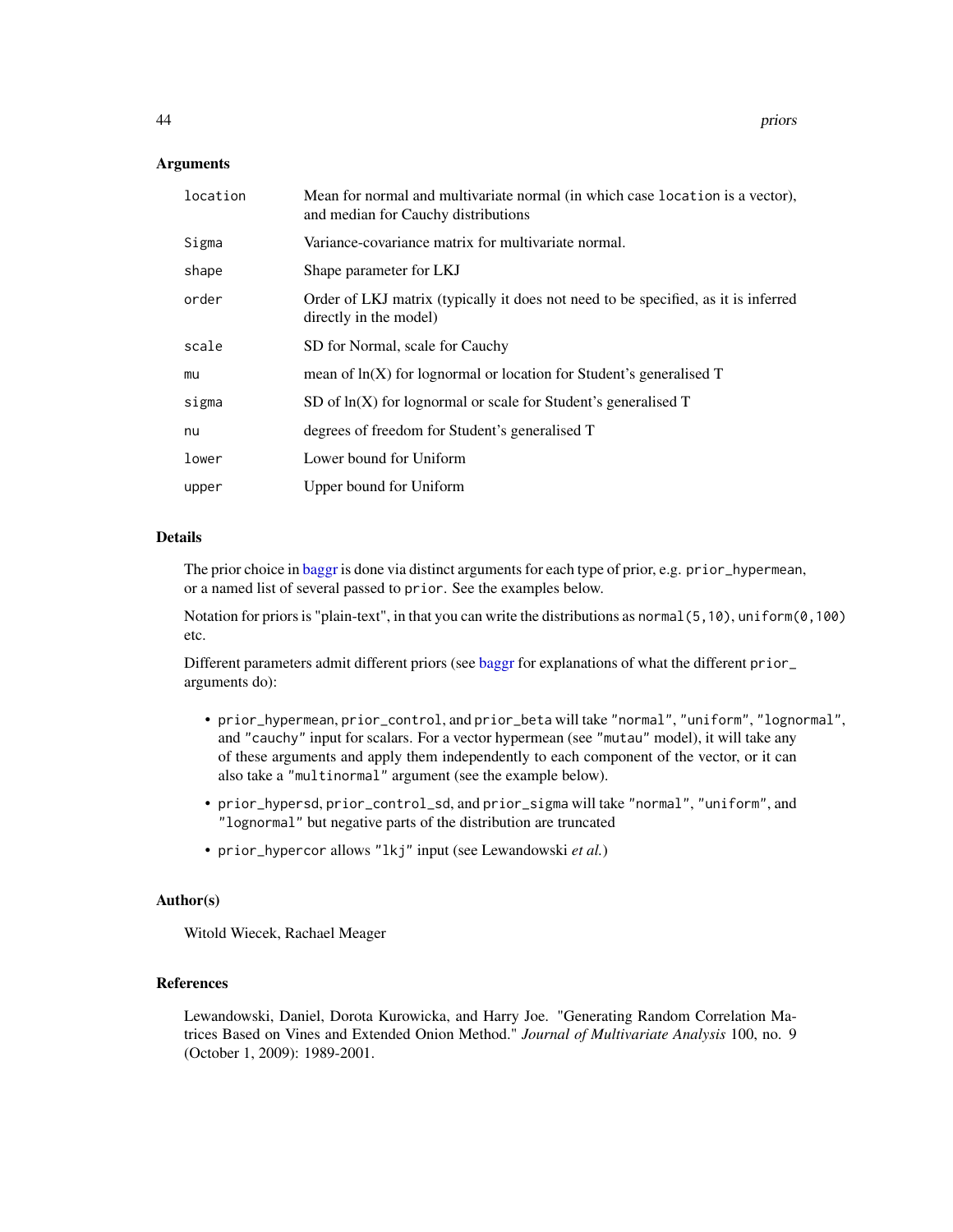### Arguments

| | |
|---|---|
| `location` | Mean for normal and multivariate normal (in which case `location` is a vector), and median for Cauchy distributions |
| `Sigma` | Variance-covariance matrix for multivariate normal. |
| `shape` | Shape parameter for LKJ |
| `order` | Order of LKJ matrix (typically it does not need to be specified, as it is inferred directly in the model) |
| `scale` | SD for Normal, scale for Cauchy |
| `mu` | mean of ln(X) for lognormal or location for Student's generalised T |
| `sigma` | SD of ln(X) for lognormal or scale for Student's generalised T |
| `nu` | degrees of freedom for Student's generalised T |
| `lower` | Lower bound for Uniform |
| `upper` | Upper bound for Uniform |

### Details

The prior choice in baggr is done via distinct arguments for each type of prior, e.g. `prior_hypermean`, or a named list of several passed to `prior`. See the examples below.

Notation for priors is "plain-text", in that you can write the distributions as `normal(5,10)`, `uniform(0,100)` etc.

Different parameters admit different priors (see baggr for explanations of what the different `prior_` arguments do):

- `prior_hypermean`, `prior_control`, and `prior_beta` will take `"normal"`, `"uniform"`, `"lognormal"`, and `"cauchy"` input for scalars. For a vector hypermean (see `"mutau"` model), it will take any of these arguments and apply them independently to each component of the vector, or it can also take a `"multinormal"` argument (see the example below).
- `prior_hypersd`, `prior_control_sd`, and `prior_sigma` will take `"normal"`, `"uniform"`, and `"lognormal"` but negative parts of the distribution are truncated
- `prior_hypercor` allows `"lkj"` input (see Lewandowski *et al.*)

### Author(s)

Witold Wiecek, Rachael Meager

### References

Lewandowski, Daniel, Dorota Kurowicka, and Harry Joe. "Generating Random Correlation Matrices Based on Vines and Extended Onion Method." *Journal of Multivariate Analysis* 100, no. 9 (October 1, 2009): 1989-2001.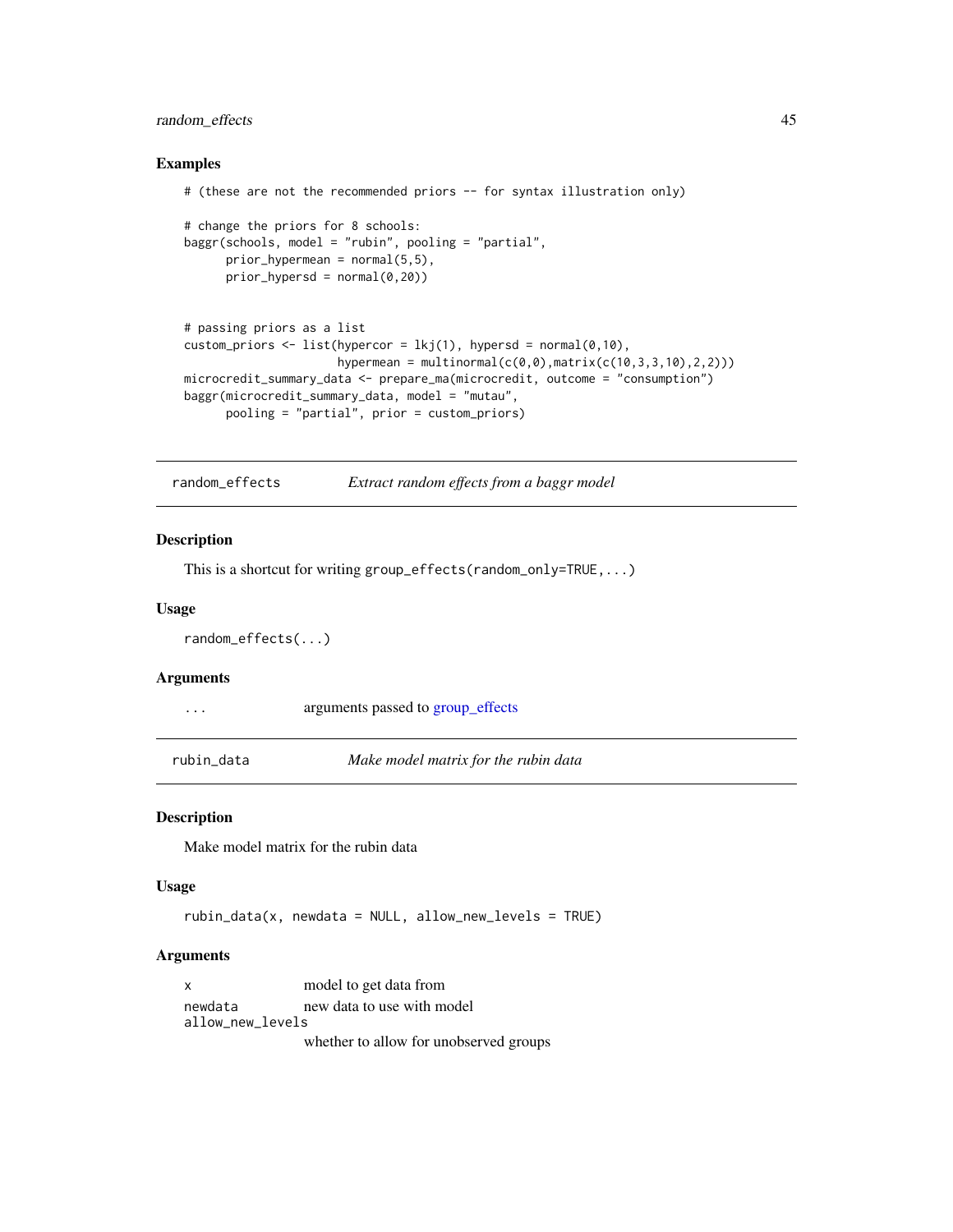### Examples

```
# (these are not the recommended priors -- for syntax illustration only)

# change the priors for 8 schools:
baggr(schools, model = "rubin", pooling = "partial",
      prior_hypermean = normal(5,5),
      prior_hypersd = normal(0,20))


# passing priors as a list
custom_priors <- list(hypercor = lkj(1), hypersd = normal(0,10),
                      hypermean = multinormal(c(0,0),matrix(c(10,3,3,10),2,2)))
microcredit_summary_data <- prepare_ma(microcredit, outcome = "consumption")
baggr(microcredit_summary_data, model = "mutau",
      pooling = "partial", prior = custom_priors)
```

---

## random_effects — *Extract random effects from a baggr model*

### Description

This is a shortcut for writing `group_effects(random_only=TRUE,...)`

### Usage

```
random_effects(...)
```

### Arguments

| | |
|---|---|
| `...` | arguments passed to group_effects |

---

## rubin_data — *Make model matrix for the rubin data*

### Description

Make model matrix for the rubin data

### Usage

```
rubin_data(x, newdata = NULL, allow_new_levels = TRUE)
```

### Arguments

| | |
|---|---|
| `x` | model to get data from |
| `newdata` | new data to use with model |
| `allow_new_levels` | whether to allow for unobserved groups |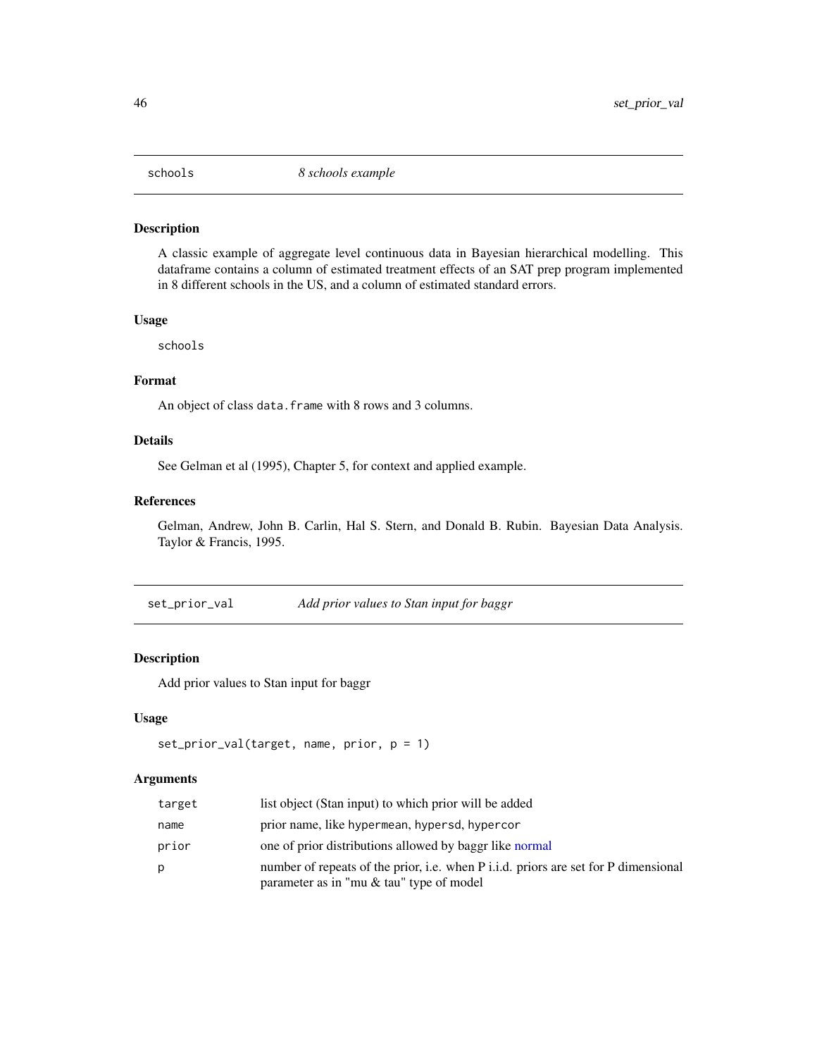## schools *8 schools example*

### Description

A classic example of aggregate level continuous data in Bayesian hierarchical modelling. This dataframe contains a column of estimated treatment effects of an SAT prep program implemented in 8 different schools in the US, and a column of estimated standard errors.

### Usage

```
schools
```

### Format

An object of class `data.frame` with 8 rows and 3 columns.

### Details

See Gelman et al (1995), Chapter 5, for context and applied example.

### References

Gelman, Andrew, John B. Carlin, Hal S. Stern, and Donald B. Rubin. Bayesian Data Analysis. Taylor & Francis, 1995.

## set_prior_val *Add prior values to Stan input for baggr*

### Description

Add prior values to Stan input for baggr

### Usage

```
set_prior_val(target, name, prior, p = 1)
```

### Arguments

| | |
|---|---|
| `target` | list object (Stan input) to which prior will be added |
| `name` | prior name, like `hypermean`, `hypersd`, `hypercor` |
| `prior` | one of prior distributions allowed by baggr like normal |
| `p` | number of repeats of the prior, i.e. when P i.i.d. priors are set for P dimensional parameter as in "mu & tau" type of model |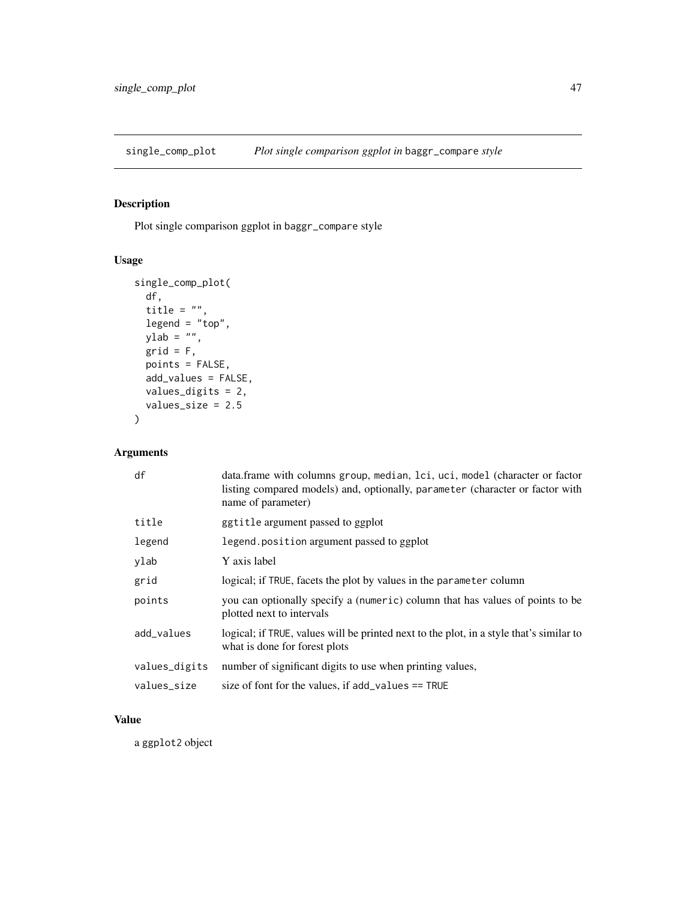# single_comp_plot — *Plot single comparison ggplot in* `baggr_compare` *style*

## Description

Plot single comparison ggplot in `baggr_compare` style

## Usage

```
single_comp_plot(
  df,
  title = "",
  legend = "top",
  ylab = "",
  grid = F,
  points = FALSE,
  add_values = FALSE,
  values_digits = 2,
  values_size = 2.5
)
```

## Arguments

| | |
|---|---|
| `df` | data.frame with columns `group`, `median`, `lci`, `uci`, `model` (character or factor listing compared models) and, optionally, `parameter` (character or factor with name of parameter) |
| `title` | `ggtitle` argument passed to ggplot |
| `legend` | `legend.position` argument passed to ggplot |
| `ylab` | Y axis label |
| `grid` | logical; if `TRUE`, facets the plot by values in the `parameter` column |
| `points` | you can optionally specify a (`numeric`) column that has values of points to be plotted next to intervals |
| `add_values` | logical; if `TRUE`, values will be printed next to the plot, in a style that's similar to what is done for forest plots |
| `values_digits` | number of significant digits to use when printing values, |
| `values_size` | size of font for the values, if `add_values == TRUE` |

## Value

a `ggplot2` object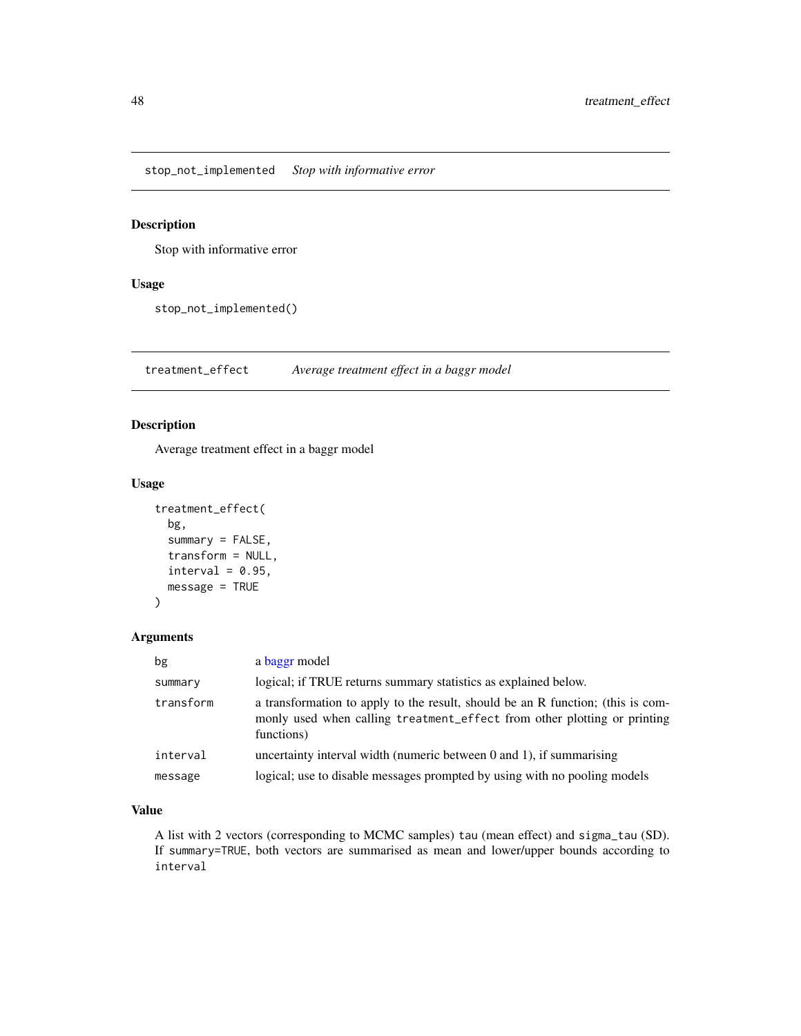## stop_not_implemented *Stop with informative error*

### Description

Stop with informative error

### Usage

```
stop_not_implemented()
```

## treatment_effect *Average treatment effect in a baggr model*

### Description

Average treatment effect in a baggr model

### Usage

```
treatment_effect(
  bg,
  summary = FALSE,
  transform = NULL,
  interval = 0.95,
  message = TRUE
)
```

### Arguments

| | |
|---|---|
| bg | a baggr model |
| summary | logical; if TRUE returns summary statistics as explained below. |
| transform | a transformation to apply to the result, should be an R function; (this is commonly used when calling `treatment_effect` from other plotting or printing functions) |
| interval | uncertainty interval width (numeric between 0 and 1), if summarising |
| message | logical; use to disable messages prompted by using with no pooling models |

### Value

A list with 2 vectors (corresponding to MCMC samples) `tau` (mean effect) and `sigma_tau` (SD). If `summary=TRUE`, both vectors are summarised as mean and lower/upper bounds according to `interval`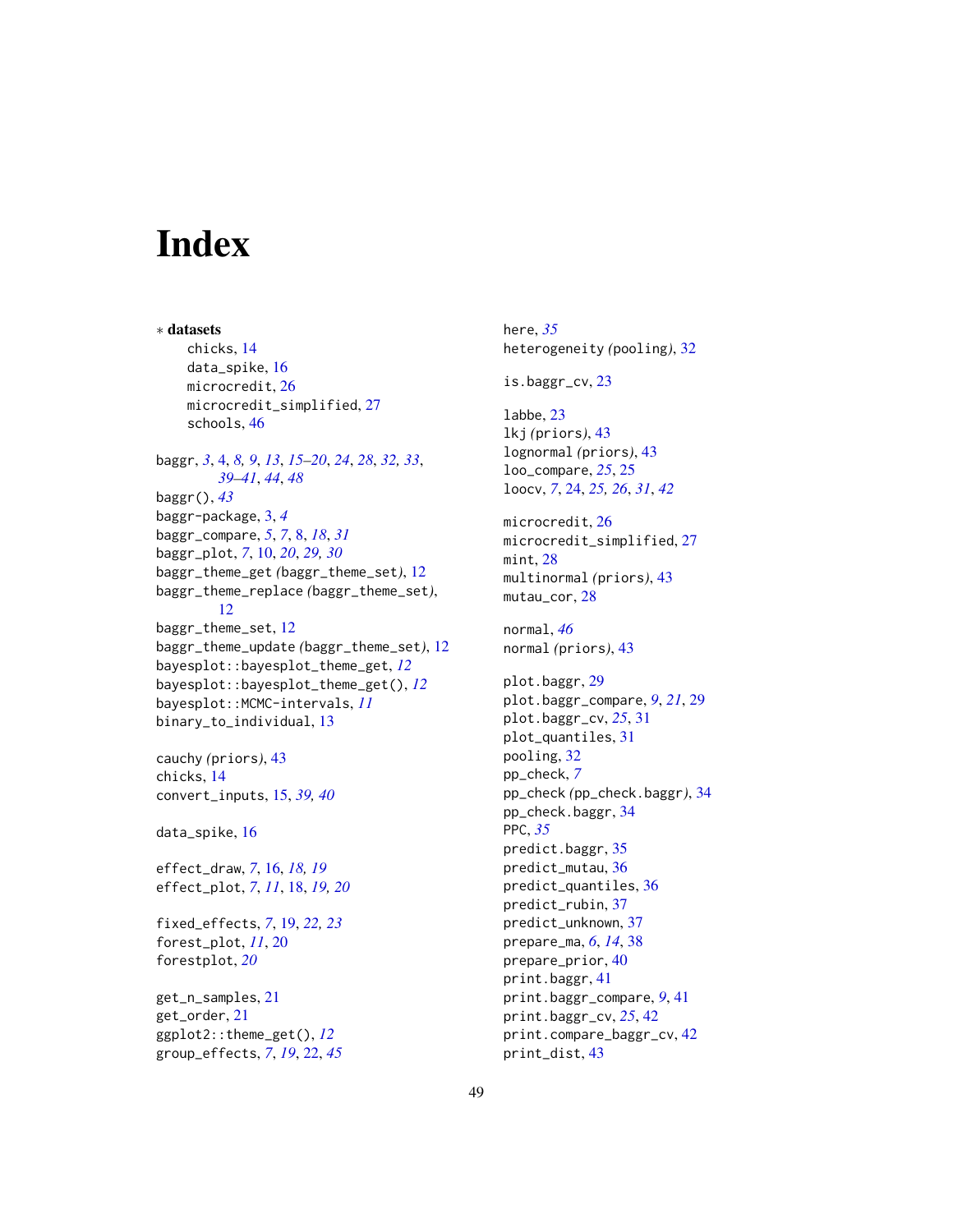# Index

∗ **datasets**

chicks, 14
data_spike, 16
microcredit, 26
microcredit_simplified, 27
schools, 46

baggr, *3*, 4, *8, 9*, *13*, *15–20*, *24*, *28*, *32, 33*, *39–41*, *44*, *48*
baggr(), *43*
baggr-package, 3, *4*
baggr_compare, *5*, *7*, 8, *18*, *31*
baggr_plot, *7*, 10, *20*, *29, 30*
baggr_theme_get *(*baggr_theme_set*)*, 12
baggr_theme_replace *(*baggr_theme_set*)*, 12
baggr_theme_set, 12
baggr_theme_update *(*baggr_theme_set*)*, 12
bayesplot::bayesplot_theme_get, *12*
bayesplot::bayesplot_theme_get(), *12*
bayesplot::MCMC-intervals, *11*
binary_to_individual, 13

cauchy *(*priors*)*, 43
chicks, 14
convert_inputs, 15, *39, 40*

data_spike, 16

effect_draw, *7*, 16, *18, 19*
effect_plot, *7*, *11*, 18, *19, 20*

fixed_effects, *7*, 19, *22, 23*
forest_plot, *11*, 20
forestplot, *20*

get_n_samples, 21
get_order, 21
ggplot2::theme_get(), *12*
group_effects, *7*, *19*, 22, *45*

here, *35*
heterogeneity *(*pooling*)*, 32

is.baggr_cv, 23

labbe, 23
lkj *(*priors*)*, 43
lognormal *(*priors*)*, 43
loo_compare, *25*, 25
loocv, *7*, 24, *25, 26*, *31*, *42*

microcredit, 26
microcredit_simplified, 27
mint, 28
multinormal *(*priors*)*, 43
mutau_cor, 28

normal, *46*
normal *(*priors*)*, 43

plot.baggr, 29
plot.baggr_compare, *9*, *21*, 29
plot.baggr_cv, *25*, 31
plot_quantiles, 31
pooling, 32
pp_check, *7*
pp_check *(*pp_check.baggr*)*, 34
pp_check.baggr, 34
PPC, *35*
predict.baggr, 35
predict_mutau, 36
predict_quantiles, 36
predict_rubin, 37
predict_unknown, 37
prepare_ma, *6*, *14*, 38
prepare_prior, 40
print.baggr, 41
print.baggr_compare, *9*, 41
print.baggr_cv, *25*, 42
print.compare_baggr_cv, 42
print_dist, 43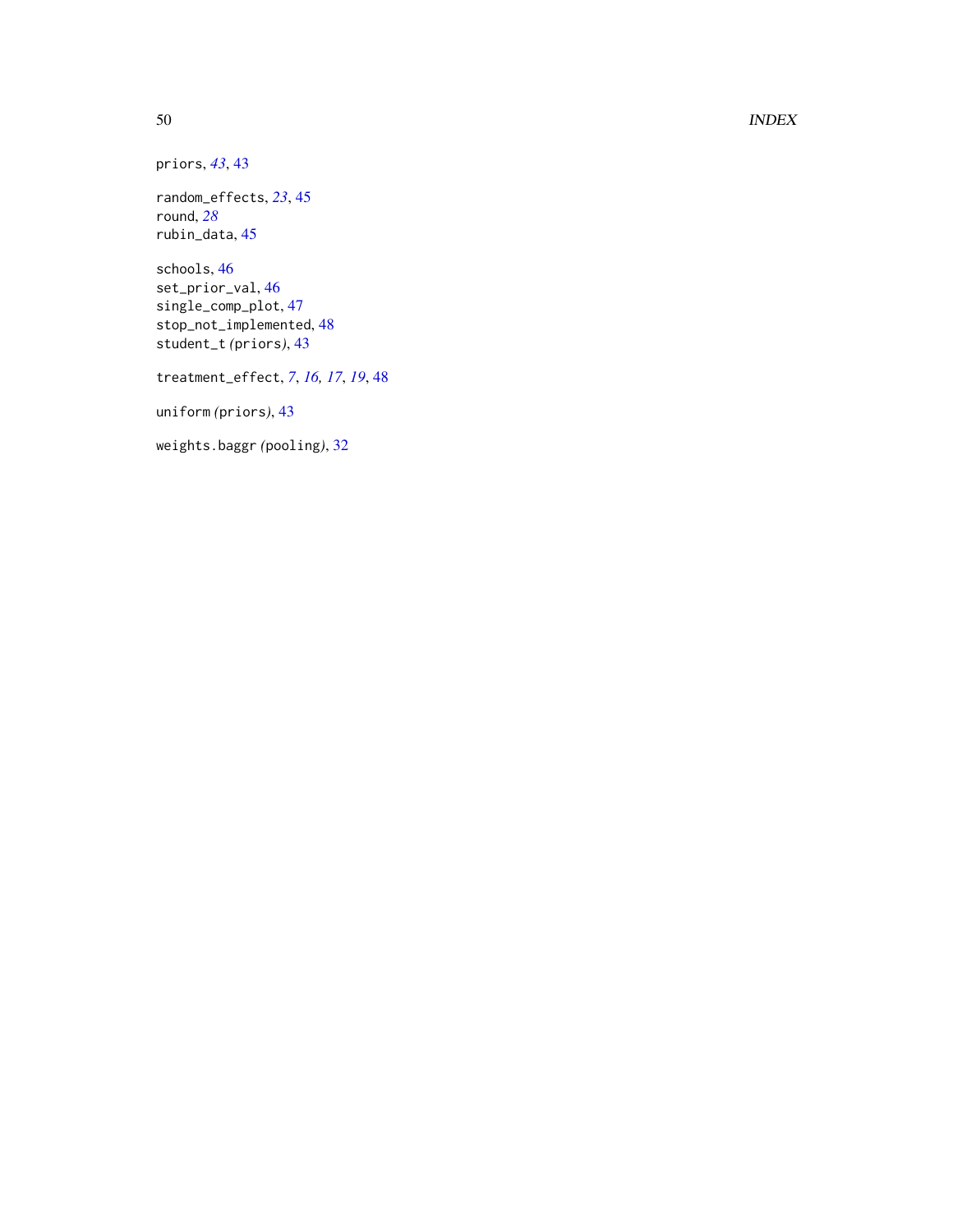priors, *43*, 43

random_effects, *23*, 45
round, *28*
rubin_data, 45

schools, 46
set_prior_val, 46
single_comp_plot, 47
stop_not_implemented, 48
student_t *(*priors*)*, 43

treatment_effect, *7*, *16, 17*, *19*, 48

uniform *(*priors*)*, 43

weights.baggr *(*pooling*)*, 32